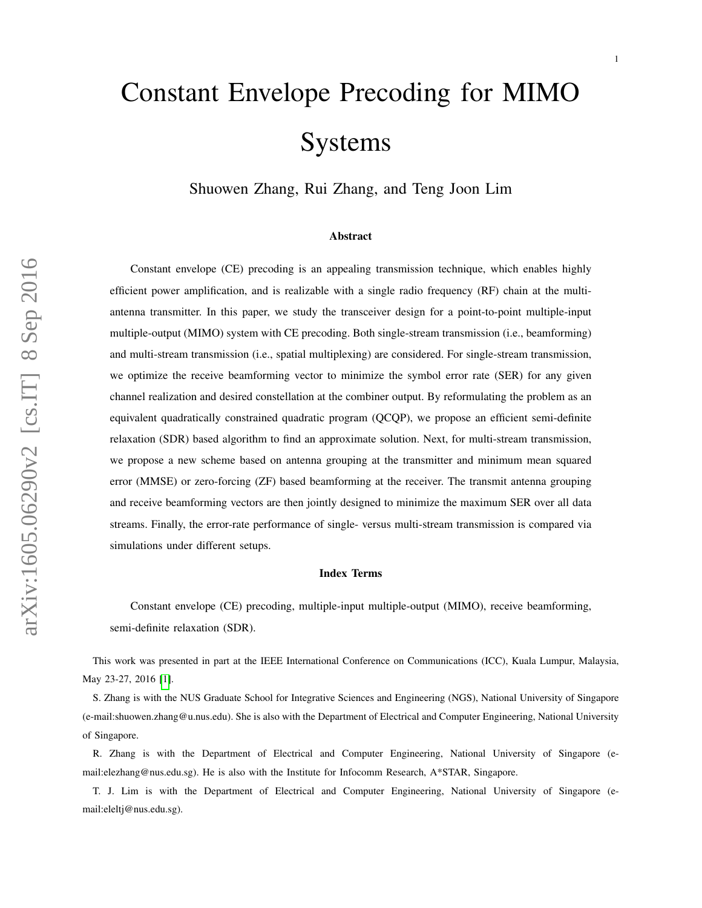# Constant Envelope Precoding for MIMO Systems

Shuowen Zhang, Rui Zhang, and Teng Joon Lim

### Abstract

Constant envelope (CE) precoding is an appealing transmission technique, which enables highly efficient power amplification, and is realizable with a single radio frequency (RF) chain at the multi-antenna transmitter. In this paper, we study the transceiver design for a point-to-point multiple-input multiple-output (MIMO) system with CE precoding. Both single-stream transmission (i.e., beamforming) and multi-stream transmission (i.e., spatial multiplexing) are considered. For single-stream transmission, we optimize the receive beamforming vector to minimize the symbol error rate (SER) for any given channel realization and desired constellation at the combiner output. By reformulating the problem as an equivalent quadratically constrained quadratic program (QCQP), we propose an efficient semi-definite relaxation (SDR) based algorithm to find an approximate solution. Next, for multi-stream transmission, we propose a new scheme based on antenna grouping at the transmitter and minimum mean squared error (MMSE) or zero-forcing (ZF) based beamforming at the receiver. The transmit antenna grouping and receive beamforming vectors are then jointly designed to minimize the maximum SER over all data streams. Finally, the error-rate performance of single- versus multi-stream transmission is compared via simulations under different setups.

### Index Terms

Constant envelope (CE) precoding, multiple-input multiple-output (MIMO), receive beamforming, semi-definite relaxation (SDR).

This work was presented in part at the IEEE International Conference on Communications (ICC), Kuala Lumpur, Malaysia, May 23-27, 2016 [1].

S. Zhang is with the NUS Graduate School for Integrative Sciences and Engineering (NGS), National University of Singapore (e-mail:shuowen.zhang@u.nus.edu). She is also with the Department of Electrical and Computer Engineering, National University of Singapore.

R. Zhang is with the Department of Electrical and Computer Engineering, National University of Singapore (e-mail:elezhang@nus.edu.sg). He is also with the Institute for Infocomm Research, A*STAR, Singapore.

T. J. Lim is with the Department of Electrical and Computer Engineering, National University of Singapore (e-mail:eleltj@nus.edu.sg).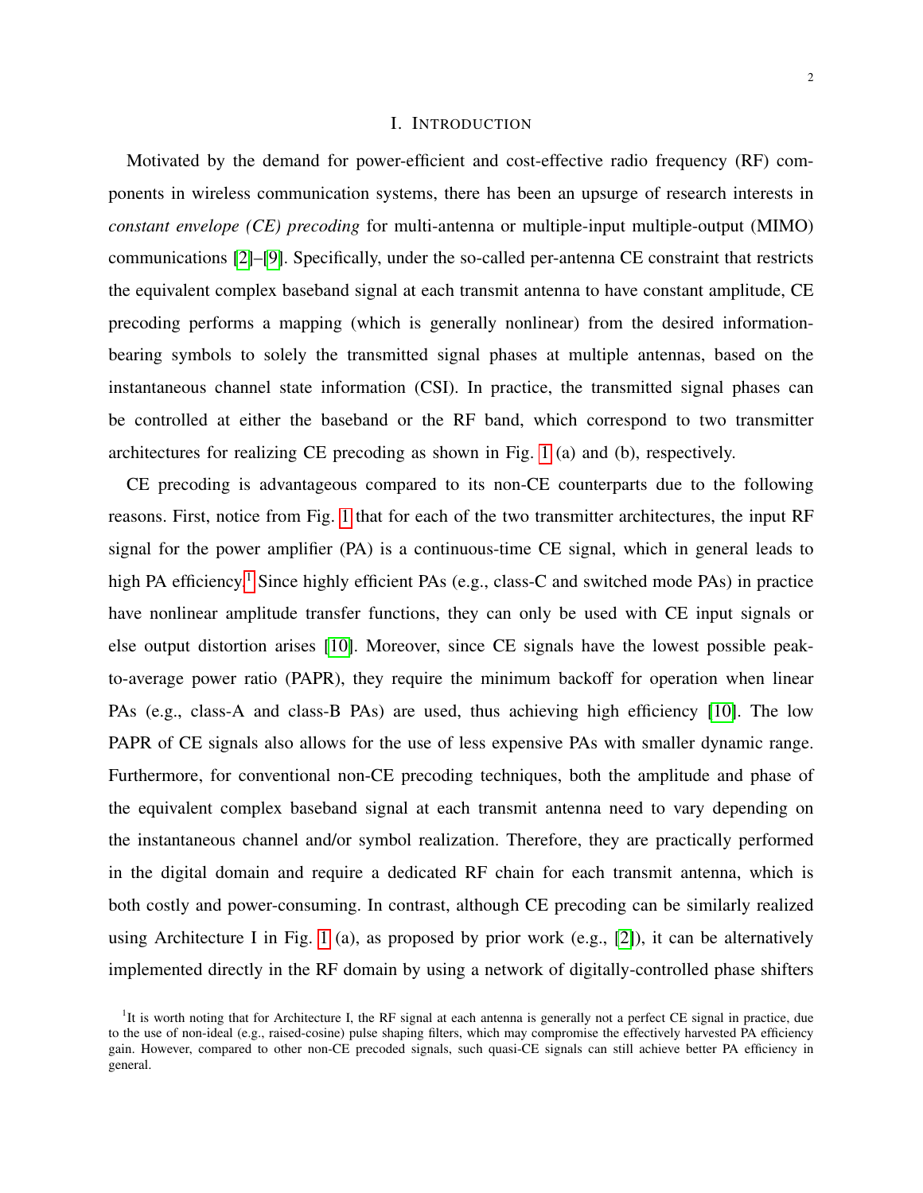#### I. INTRODUCTION

Motivated by the demand for power-efficient and cost-effective radio frequency (RF) components in wireless communication systems, there has been an upsurge of research interests in *constant envelope (CE) precoding* for multi-antenna or multiple-input multiple-output (MIMO) communications [2]–[9]. Specifically, under the so-called per-antenna CE constraint that restricts the equivalent complex baseband signal at each transmit antenna to have constant amplitude, CE precoding performs a mapping (which is generally nonlinear) from the desired information-bearing symbols to solely the transmitted signal phases at multiple antennas, based on the instantaneous channel state information (CSI). In practice, the transmitted signal phases can be controlled at either the baseband or the RF band, which correspond to two transmitter architectures for realizing CE precoding as shown in Fig. 1 (a) and (b), respectively.

CE precoding is advantageous compared to its non-CE counterparts due to the following reasons. First, notice from Fig. 1 that for each of the two transmitter architectures, the input RF signal for the power amplifier (PA) is a continuous-time CE signal, which in general leads to high PA efficiency.[1] Since highly efficient PAs (e.g., class-C and switched mode PAs) in practice have nonlinear amplitude transfer functions, they can only be used with CE input signals or else output distortion arises [10]. Moreover, since CE signals have the lowest possible peak-to-average power ratio (PAPR), they require the minimum backoff for operation when linear PAs (e.g., class-A and class-B PAs) are used, thus achieving high efficiency [10]. The low PAPR of CE signals also allows for the use of less expensive PAs with smaller dynamic range. Furthermore, for conventional non-CE precoding techniques, both the amplitude and phase of the equivalent complex baseband signal at each transmit antenna need to vary depending on the instantaneous channel and/or symbol realization. Therefore, they are practically performed in the digital domain and require a dedicated RF chain for each transmit antenna, which is both costly and power-consuming. In contrast, although CE precoding can be similarly realized using Architecture I in Fig. 1 (a), as proposed by prior work (e.g., [2]), it can be alternatively implemented directly in the RF domain by using a network of digitally-controlled phase shifters

[1] It is worth noting that for Architecture I, the RF signal at each antenna is generally not a perfect CE signal in practice, due to the use of non-ideal (e.g., raised-cosine) pulse shaping filters, which may compromise the effectively harvested PA efficiency gain. However, compared to other non-CE precoded signals, such quasi-CE signals can still achieve better PA efficiency in general.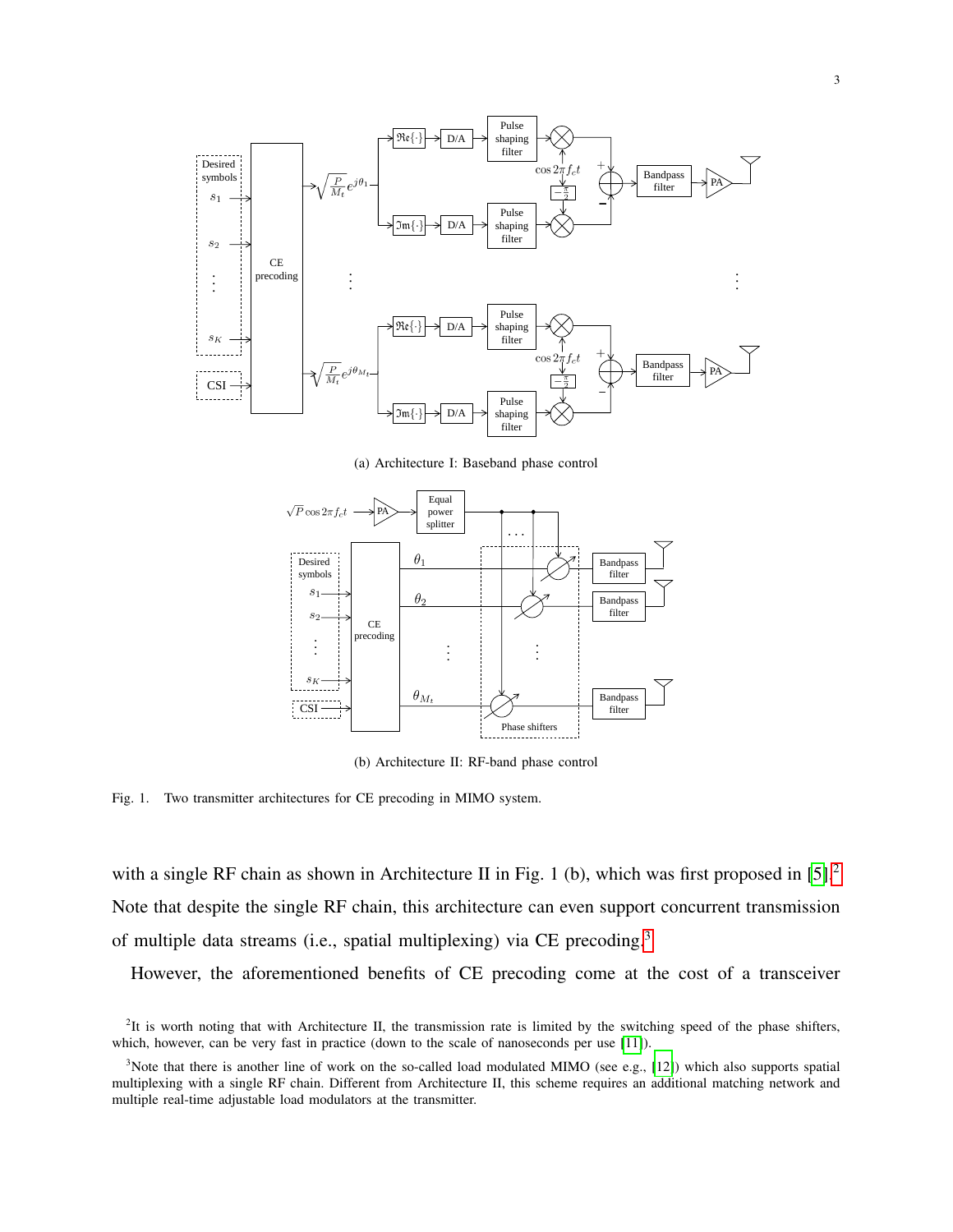(a) Architecture I: Baseband phase control

(b) Architecture II: RF-band phase control

Fig. 1. Two transmitter architectures for CE precoding in MIMO system.

with a single RF chain as shown in Architecture II in Fig. 1 (b), which was first proposed in [5].[2] Note that despite the single RF chain, this architecture can even support concurrent transmission of multiple data streams (i.e., spatial multiplexing) via CE precoding.[3]

However, the aforementioned benefits of CE precoding come at the cost of a transceiver

[2]It is worth noting that with Architecture II, the transmission rate is limited by the switching speed of the phase shifters, which, however, can be very fast in practice (down to the scale of nanoseconds per use [11]).

[3]Note that there is another line of work on the so-called load modulated MIMO (see e.g., [12]) which also supports spatial multiplexing with a single RF chain. Different from Architecture II, this scheme requires an additional matching network and multiple real-time adjustable load modulators at the transmitter.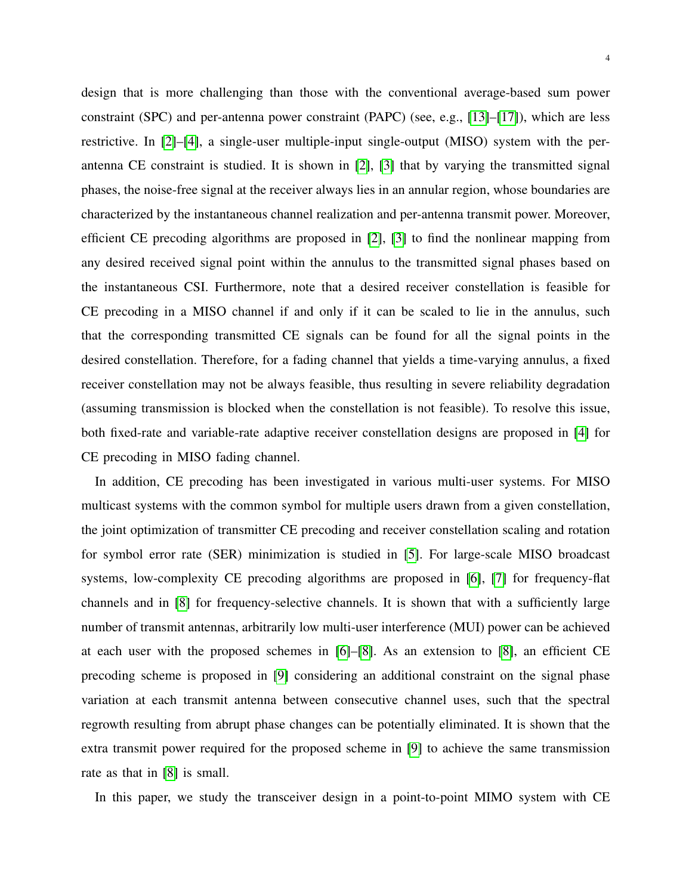design that is more challenging than those with the conventional average-based sum power constraint (SPC) and per-antenna power constraint (PAPC) (see, e.g., [13]–[17]), which are less restrictive. In [2]–[4], a single-user multiple-input single-output (MISO) system with the per-antenna CE constraint is studied. It is shown in [2], [3] that by varying the transmitted signal phases, the noise-free signal at the receiver always lies in an annular region, whose boundaries are characterized by the instantaneous channel realization and per-antenna transmit power. Moreover, efficient CE precoding algorithms are proposed in [2], [3] to find the nonlinear mapping from any desired received signal point within the annulus to the transmitted signal phases based on the instantaneous CSI. Furthermore, note that a desired receiver constellation is feasible for CE precoding in a MISO channel if and only if it can be scaled to lie in the annulus, such that the corresponding transmitted CE signals can be found for all the signal points in the desired constellation. Therefore, for a fading channel that yields a time-varying annulus, a fixed receiver constellation may not be always feasible, thus resulting in severe reliability degradation (assuming transmission is blocked when the constellation is not feasible). To resolve this issue, both fixed-rate and variable-rate adaptive receiver constellation designs are proposed in [4] for CE precoding in MISO fading channel.

In addition, CE precoding has been investigated in various multi-user systems. For MISO multicast systems with the common symbol for multiple users drawn from a given constellation, the joint optimization of transmitter CE precoding and receiver constellation scaling and rotation for symbol error rate (SER) minimization is studied in [5]. For large-scale MISO broadcast systems, low-complexity CE precoding algorithms are proposed in [6], [7] for frequency-flat channels and in [8] for frequency-selective channels. It is shown that with a sufficiently large number of transmit antennas, arbitrarily low multi-user interference (MUI) power can be achieved at each user with the proposed schemes in [6]–[8]. As an extension to [8], an efficient CE precoding scheme is proposed in [9] considering an additional constraint on the signal phase variation at each transmit antenna between consecutive channel uses, such that the spectral regrowth resulting from abrupt phase changes can be potentially eliminated. It is shown that the extra transmit power required for the proposed scheme in [9] to achieve the same transmission rate as that in [8] is small.

In this paper, we study the transceiver design in a point-to-point MIMO system with CE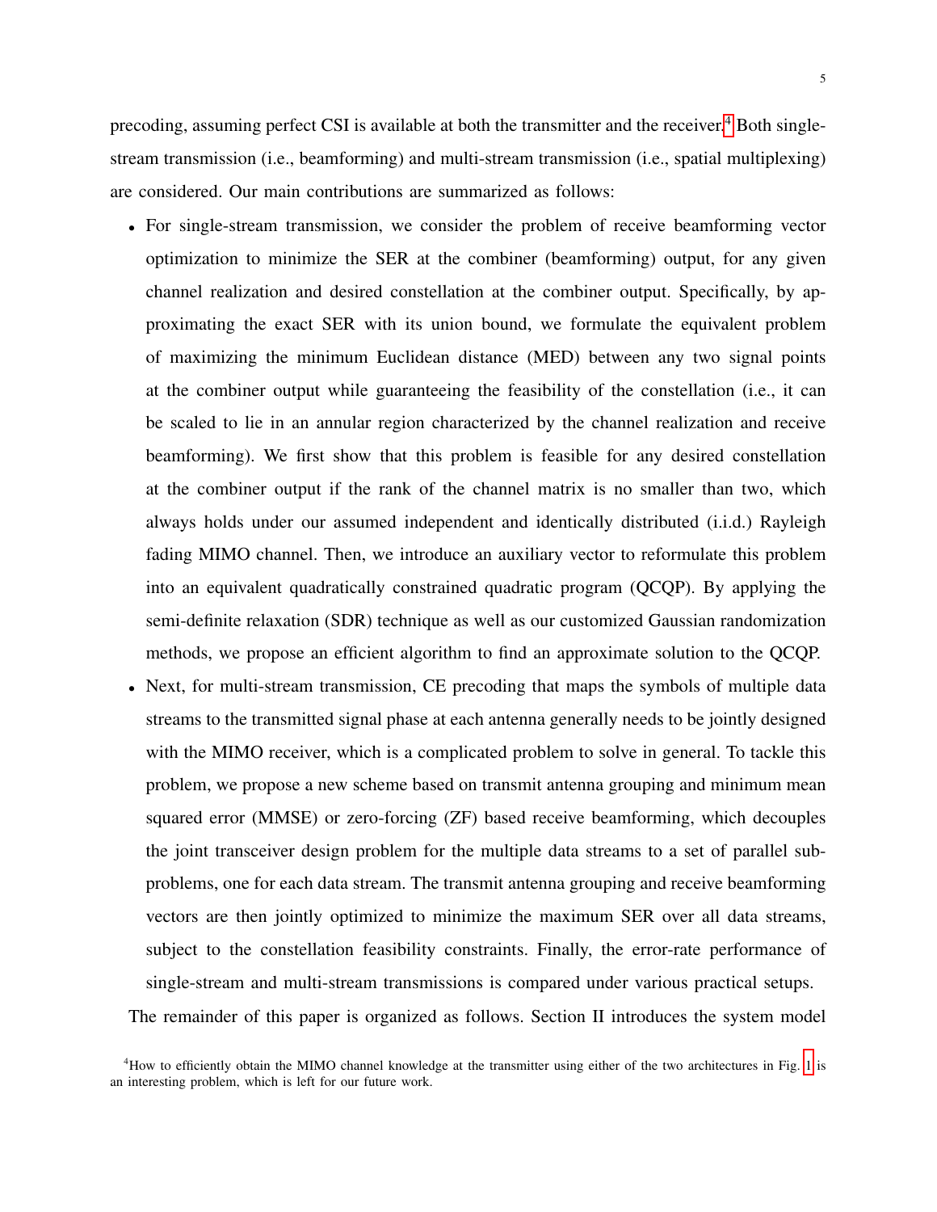precoding, assuming perfect CSI is available at both the transmitter and the receiver.[4] Both single-stream transmission (i.e., beamforming) and multi-stream transmission (i.e., spatial multiplexing) are considered. Our main contributions are summarized as follows:

- For single-stream transmission, we consider the problem of receive beamforming vector optimization to minimize the SER at the combiner (beamforming) output, for any given channel realization and desired constellation at the combiner output. Specifically, by approximating the exact SER with its union bound, we formulate the equivalent problem of maximizing the minimum Euclidean distance (MED) between any two signal points at the combiner output while guaranteeing the feasibility of the constellation (i.e., it can be scaled to lie in an annular region characterized by the channel realization and receive beamforming). We first show that this problem is feasible for any desired constellation at the combiner output if the rank of the channel matrix is no smaller than two, which always holds under our assumed independent and identically distributed (i.i.d.) Rayleigh fading MIMO channel. Then, we introduce an auxiliary vector to reformulate this problem into an equivalent quadratically constrained quadratic program (QCQP). By applying the semi-definite relaxation (SDR) technique as well as our customized Gaussian randomization methods, we propose an efficient algorithm to find an approximate solution to the QCQP.
- Next, for multi-stream transmission, CE precoding that maps the symbols of multiple data streams to the transmitted signal phase at each antenna generally needs to be jointly designed with the MIMO receiver, which is a complicated problem to solve in general. To tackle this problem, we propose a new scheme based on transmit antenna grouping and minimum mean squared error (MMSE) or zero-forcing (ZF) based receive beamforming, which decouples the joint transceiver design problem for the multiple data streams to a set of parallel sub-problems, one for each data stream. The transmit antenna grouping and receive beamforming vectors are then jointly optimized to minimize the maximum SER over all data streams, subject to the constellation feasibility constraints. Finally, the error-rate performance of single-stream and multi-stream transmissions is compared under various practical setups.

The remainder of this paper is organized as follows. Section II introduces the system model

[4]How to efficiently obtain the MIMO channel knowledge at the transmitter using either of the two architectures in Fig. 1 is an interesting problem, which is left for our future work.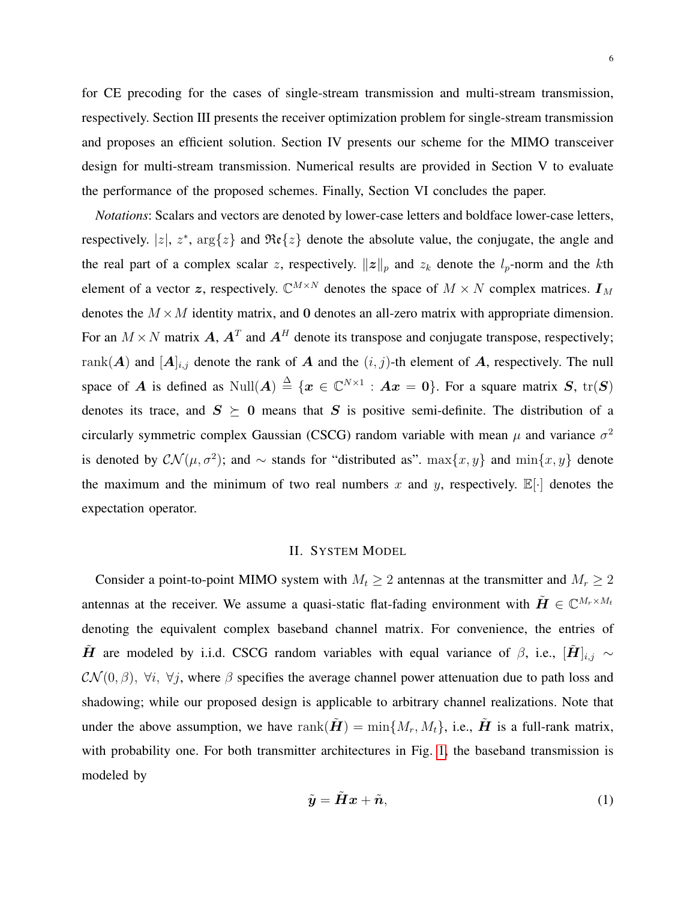for CE precoding for the cases of single-stream transmission and multi-stream transmission, respectively. Section III presents the receiver optimization problem for single-stream transmission and proposes an efficient solution. Section IV presents our scheme for the MIMO transceiver design for multi-stream transmission. Numerical results are provided in Section V to evaluate the performance of the proposed schemes. Finally, Section VI concludes the paper.

*Notations*: Scalars and vectors are denoted by lower-case letters and boldface lower-case letters, respectively. $|z|$, $z^*$, $\arg\{z\}$ and $\mathfrak{Re}\{z\}$ denote the absolute value, the conjugate, the angle and the real part of a complex scalar $z$, respectively. $\|\boldsymbol{z}\|_p$ and $z_k$ denote the $l_p$-norm and the $k$th element of a vector $\boldsymbol{z}$, respectively. $\mathbb{C}^{M\times N}$ denotes the space of $M \times N$ complex matrices. $\boldsymbol{I}_M$ denotes the $M \times M$ identity matrix, and $\boldsymbol{0}$ denotes an all-zero matrix with appropriate dimension. For an $M \times N$ matrix $\boldsymbol{A}$, $\boldsymbol{A}^T$ and $\boldsymbol{A}^H$ denote its transpose and conjugate transpose, respectively; $\text{rank}(\boldsymbol{A})$ and $[\boldsymbol{A}]_{i,j}$ denote the rank of $\boldsymbol{A}$ and the $(i, j)$-th element of $\boldsymbol{A}$, respectively. The null space of $\boldsymbol{A}$ is defined as $\text{Null}(\boldsymbol{A}) \triangleq \{\boldsymbol{x} \in \mathbb{C}^{N\times 1} : \boldsymbol{A}\boldsymbol{x} = \boldsymbol{0}\}$. For a square matrix $\boldsymbol{S}$, $\text{tr}(\boldsymbol{S})$ denotes its trace, and $\boldsymbol{S} \succeq \boldsymbol{0}$ means that $\boldsymbol{S}$ is positive semi-definite. The distribution of a circularly symmetric complex Gaussian (CSCG) random variable with mean $\mu$ and variance $\sigma^2$ is denoted by $\mathcal{CN}(\mu, \sigma^2)$; and $\sim$ stands for "distributed as". $\max\{x, y\}$ and $\min\{x, y\}$ denote the maximum and the minimum of two real numbers $x$ and $y$, respectively. $\mathbb{E}[\cdot]$ denotes the expectation operator.

## II. System Model

Consider a point-to-point MIMO system with $M_t \geq 2$ antennas at the transmitter and $M_r \geq 2$ antennas at the receiver. We assume a quasi-static flat-fading environment with $\tilde{\boldsymbol{H}} \in \mathbb{C}^{M_r\times M_t}$ denoting the equivalent complex baseband channel matrix. For convenience, the entries of $\tilde{\boldsymbol{H}}$ are modeled by i.i.d. CSCG random variables with equal variance of $\beta$, i.e., $[\tilde{\boldsymbol{H}}]_{i,j} \sim \mathcal{CN}(0, \beta)$, $\forall i$, $\forall j$, where $\beta$ specifies the average channel power attenuation due to path loss and shadowing; while our proposed design is applicable to arbitrary channel realizations. Note that under the above assumption, we have $\text{rank}(\tilde{\boldsymbol{H}}) = \min\{M_r, M_t\}$, i.e., $\tilde{\boldsymbol{H}}$ is a full-rank matrix, with probability one. For both transmitter architectures in Fig. 1, the baseband transmission is modeled by

$$\tilde{\boldsymbol{y}} = \tilde{\boldsymbol{H}}\boldsymbol{x} + \tilde{\boldsymbol{n}}, \tag{1}$$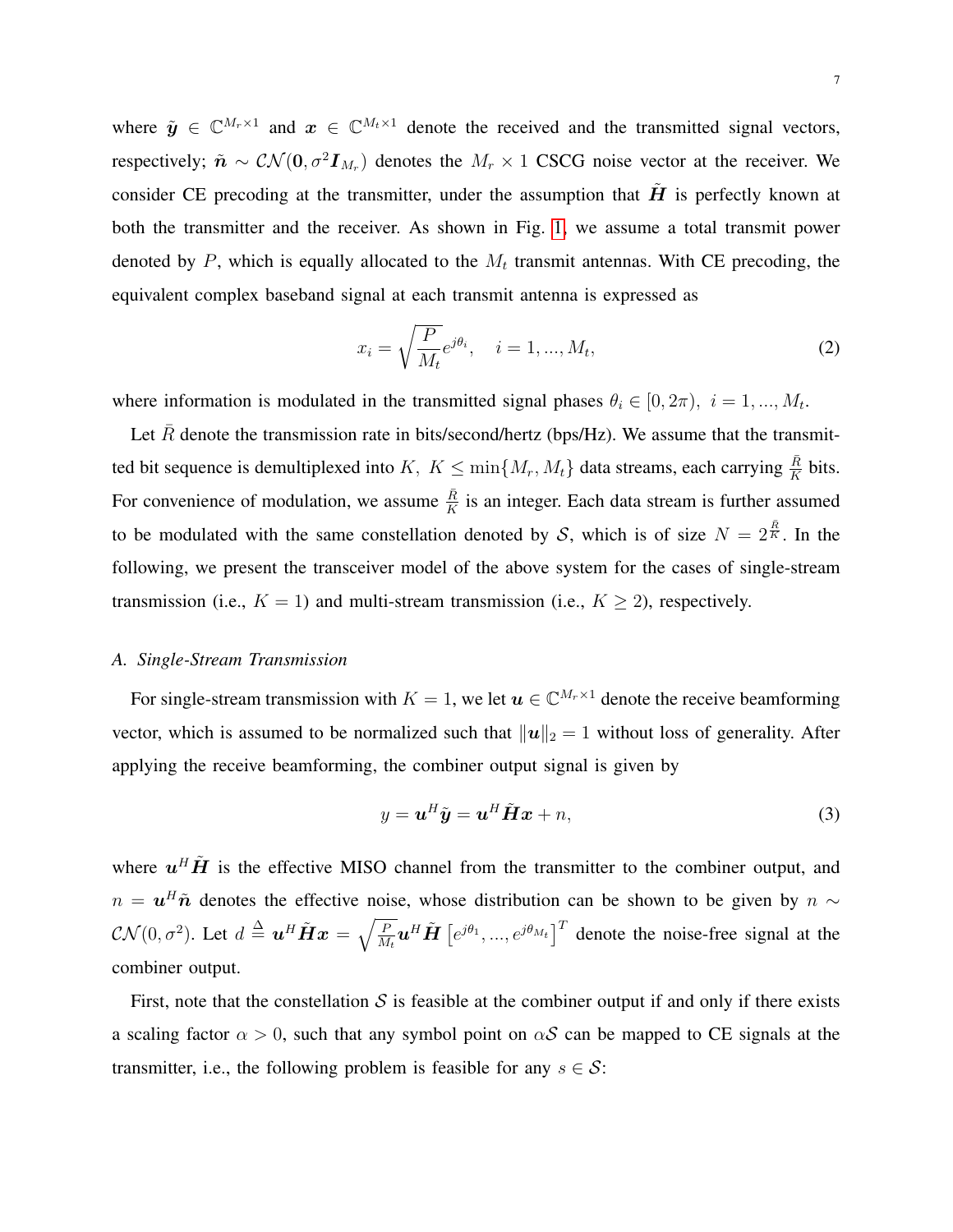where $\tilde{\boldsymbol{y}} \in \mathbb{C}^{M_r \times 1}$ and $\boldsymbol{x} \in \mathbb{C}^{M_t \times 1}$ denote the received and the transmitted signal vectors, respectively; $\tilde{\boldsymbol{n}} \sim \mathcal{CN}(\boldsymbol{0}, \sigma^2 \boldsymbol{I}_{M_r})$ denotes the $M_r \times 1$ CSCG noise vector at the receiver. We consider CE precoding at the transmitter, under the assumption that $\tilde{\boldsymbol{H}}$ is perfectly known at both the transmitter and the receiver. As shown in Fig. 1, we assume a total transmit power denoted by $P$, which is equally allocated to the $M_t$ transmit antennas. With CE precoding, the equivalent complex baseband signal at each transmit antenna is expressed as

$$x_i = \sqrt{\frac{P}{M_t}} e^{j\theta_i}, \quad i = 1, ..., M_t, \tag{2}$$

where information is modulated in the transmitted signal phases $\theta_i \in [0, 2\pi), \ i = 1, ..., M_t$.

Let $\bar{R}$ denote the transmission rate in bits/second/hertz (bps/Hz). We assume that the transmitted bit sequence is demultiplexed into $K, \ K \leq \min\{M_r, M_t\}$ data streams, each carrying $\frac{\bar{R}}{K}$ bits. For convenience of modulation, we assume $\frac{\bar{R}}{K}$ is an integer. Each data stream is further assumed to be modulated with the same constellation denoted by $\mathcal{S}$, which is of size $N = 2^{\frac{\bar{R}}{K}}$. In the following, we present the transceiver model of the above system for the cases of single-stream transmission (i.e., $K = 1$) and multi-stream transmission (i.e., $K \geq 2$), respectively.

### *A. Single-Stream Transmission*

For single-stream transmission with $K = 1$, we let $\boldsymbol{u} \in \mathbb{C}^{M_r \times 1}$ denote the receive beamforming vector, which is assumed to be normalized such that $\|\boldsymbol{u}\|_2 = 1$ without loss of generality. After applying the receive beamforming, the combiner output signal is given by

$$y = \boldsymbol{u}^H \tilde{\boldsymbol{y}} = \boldsymbol{u}^H \tilde{\boldsymbol{H}} \boldsymbol{x} + n, \tag{3}$$

where $\boldsymbol{u}^H \tilde{\boldsymbol{H}}$ is the effective MISO channel from the transmitter to the combiner output, and $n = \boldsymbol{u}^H \tilde{\boldsymbol{n}}$ denotes the effective noise, whose distribution can be shown to be given by $n \sim \mathcal{CN}(0, \sigma^2)$. Let $d \overset{\Delta}{=} \boldsymbol{u}^H \tilde{\boldsymbol{H}} \boldsymbol{x} = \sqrt{\frac{P}{M_t}} \boldsymbol{u}^H \tilde{\boldsymbol{H}} \left[e^{j\theta_1}, ..., e^{j\theta_{M_t}}\right]^T$ denote the noise-free signal at the combiner output.

First, note that the constellation $\mathcal{S}$ is feasible at the combiner output if and only if there exists a scaling factor $\alpha > 0$, such that any symbol point on $\alpha\mathcal{S}$ can be mapped to CE signals at the transmitter, i.e., the following problem is feasible for any $s \in \mathcal{S}$: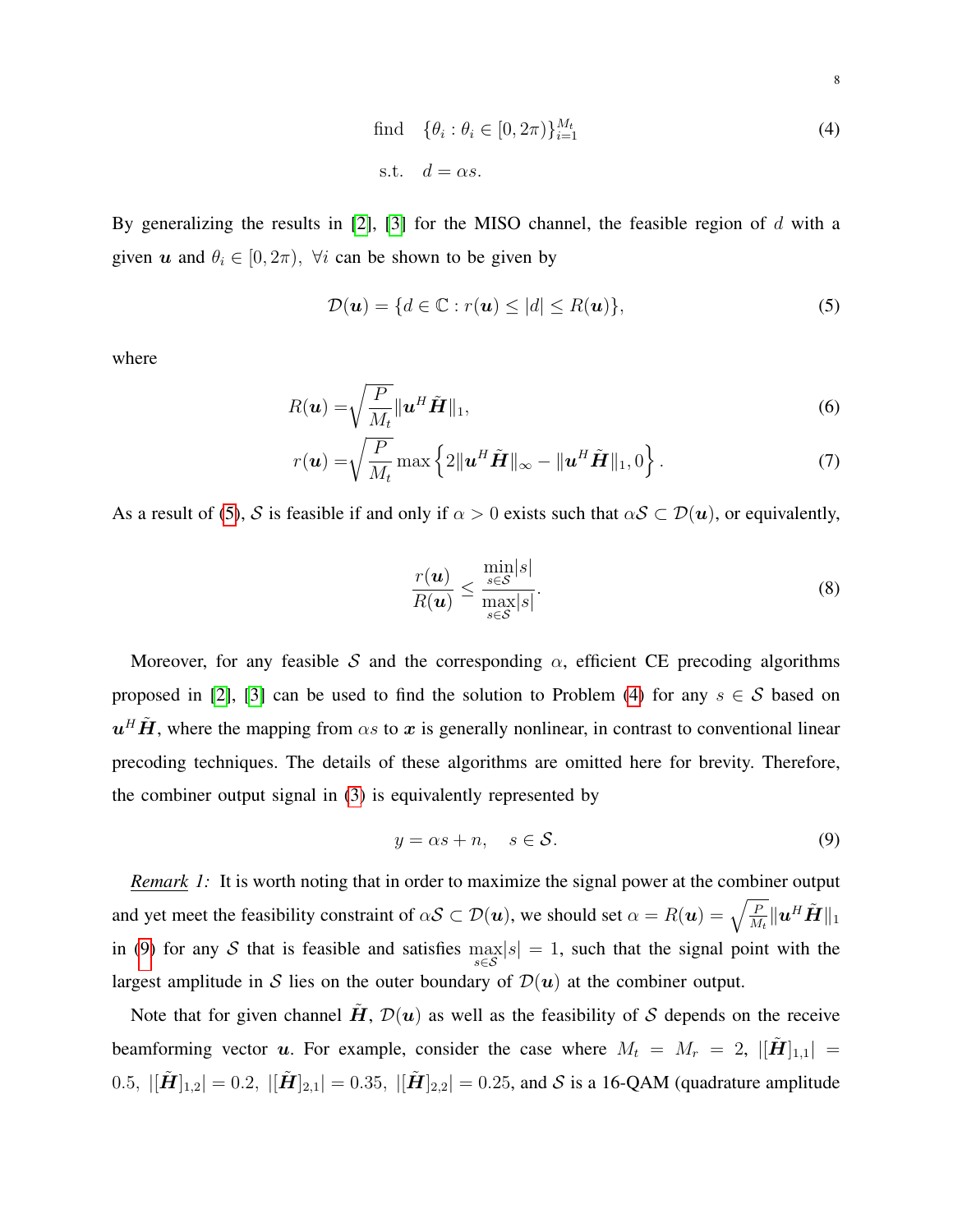$$
\begin{aligned}
&\text{find} \quad \{\theta_i : \theta_i \in [0, 2\pi)\}_{i=1}^{M_t} \\
&\text{s.t.} \quad d = \alpha s.
\end{aligned} \tag{4}
$$

By generalizing the results in [2], [3] for the MISO channel, the feasible region of $d$ with a given $\boldsymbol{u}$ and $\theta_i \in [0, 2\pi), \ \forall i$ can be shown to be given by

$$
\mathcal{D}(\boldsymbol{u}) = \{d \in \mathbb{C} : r(\boldsymbol{u}) \leq |d| \leq R(\boldsymbol{u})\}, \tag{5}
$$

where

$$
R(\boldsymbol{u}) = \sqrt{\frac{P}{M_t}} \|\boldsymbol{u}^H \tilde{\boldsymbol{H}}\|_1, \tag{6}
$$

$$
r(\boldsymbol{u}) = \sqrt{\frac{P}{M_t}} \max\left\{2\|\boldsymbol{u}^H \tilde{\boldsymbol{H}}\|_\infty - \|\boldsymbol{u}^H \tilde{\boldsymbol{H}}\|_1, 0\right\}. \tag{7}
$$

As a result of (5), $\mathcal{S}$ is feasible if and only if $\alpha > 0$ exists such that $\alpha \mathcal{S} \subset \mathcal{D}(\boldsymbol{u})$, or equivalently,

$$
\frac{r(\boldsymbol{u})}{R(\boldsymbol{u})} \leq \frac{\min\limits_{s \in \mathcal{S}} |s|}{\max\limits_{s \in \mathcal{S}} |s|}. \tag{8}
$$

Moreover, for any feasible $\mathcal{S}$ and the corresponding $\alpha$, efficient CE precoding algorithms proposed in [2], [3] can be used to find the solution to Problem (4) for any $s \in \mathcal{S}$ based on $\boldsymbol{u}^H \tilde{\boldsymbol{H}}$, where the mapping from $\alpha s$ to $\boldsymbol{x}$ is generally nonlinear, in contrast to conventional linear precoding techniques. The details of these algorithms are omitted here for brevity. Therefore, the combiner output signal in (3) is equivalently represented by

$$
y = \alpha s + n, \quad s \in \mathcal{S}. \tag{9}
$$

*Remark 1:* It is worth noting that in order to maximize the signal power at the combiner output and yet meet the feasibility constraint of $\alpha \mathcal{S} \subset \mathcal{D}(\boldsymbol{u})$, we should set $\alpha = R(\boldsymbol{u}) = \sqrt{\frac{P}{M_t}} \|\boldsymbol{u}^H \tilde{\boldsymbol{H}}\|_1$ in (9) for any $\mathcal{S}$ that is feasible and satisfies $\max\limits_{s \in \mathcal{S}} |s| = 1$, such that the signal point with the largest amplitude in $\mathcal{S}$ lies on the outer boundary of $\mathcal{D}(\boldsymbol{u})$ at the combiner output.

Note that for given channel $\tilde{\boldsymbol{H}}$, $\mathcal{D}(\boldsymbol{u})$ as well as the feasibility of $\mathcal{S}$ depends on the receive beamforming vector $\boldsymbol{u}$. For example, consider the case where $M_t = M_r = 2$, $|[\tilde{\boldsymbol{H}}]_{1,1}| = 0.5$, $|[\tilde{\boldsymbol{H}}]_{1,2}| = 0.2$, $|[\tilde{\boldsymbol{H}}]_{2,1}| = 0.35$, $|[\tilde{\boldsymbol{H}}]_{2,2}| = 0.25$, and $\mathcal{S}$ is a 16-QAM (quadrature amplitude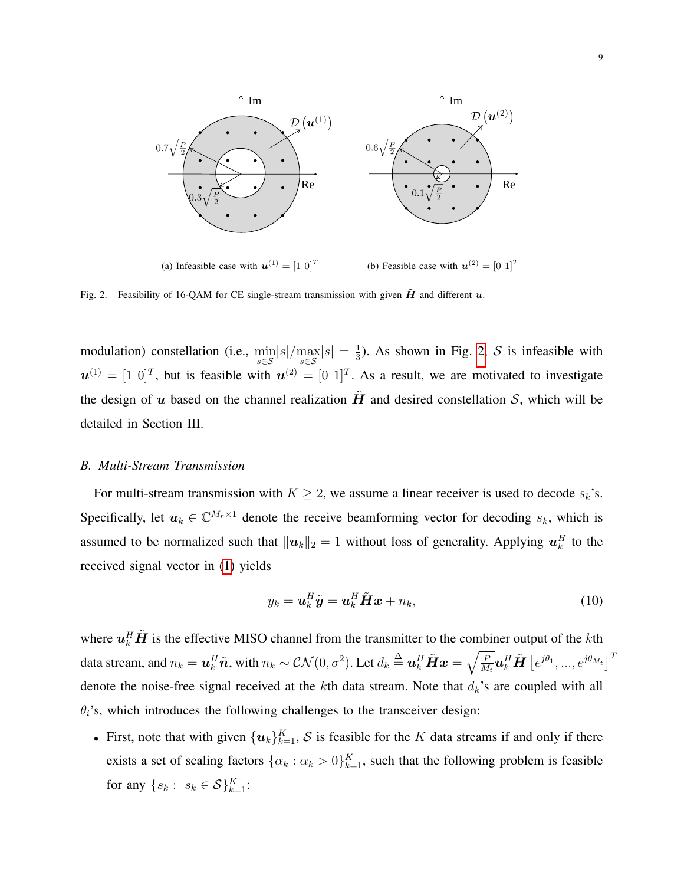(a) Infeasible case with $\boldsymbol{u}^{(1)} = [1\ 0]^T$

(b) Feasible case with $\boldsymbol{u}^{(2)} = [0\ 1]^T$

Fig. 2. Feasibility of 16-QAM for CE single-stream transmission with given $\tilde{\boldsymbol{H}}$ and different $\boldsymbol{u}$.

modulation) constellation (i.e., $\min_{s \in \mathcal{S}} |s| / \max_{s \in \mathcal{S}} |s| = \frac{1}{3}$). As shown in Fig. 2, $\mathcal{S}$ is infeasible with $\boldsymbol{u}^{(1)} = [1\ 0]^T$, but is feasible with $\boldsymbol{u}^{(2)} = [0\ 1]^T$. As a result, we are motivated to investigate the design of $\boldsymbol{u}$ based on the channel realization $\tilde{\boldsymbol{H}}$ and desired constellation $\mathcal{S}$, which will be detailed in Section III.

### *B. Multi-Stream Transmission*

For multi-stream transmission with $K \geq 2$, we assume a linear receiver is used to decode $s_k$'s. Specifically, let $\boldsymbol{u}_k \in \mathbb{C}^{M_r \times 1}$ denote the receive beamforming vector for decoding $s_k$, which is assumed to be normalized such that $\|\boldsymbol{u}_k\|_2 = 1$ without loss of generality. Applying $\boldsymbol{u}_k^H$ to the received signal vector in (1) yields

$$y_k = \boldsymbol{u}_k^H \tilde{\boldsymbol{y}} = \boldsymbol{u}_k^H \tilde{\boldsymbol{H}} \boldsymbol{x} + n_k, \tag{10}$$

where $\boldsymbol{u}_k^H \tilde{\boldsymbol{H}}$ is the effective MISO channel from the transmitter to the combiner output of the $k$th data stream, and $n_k = \boldsymbol{u}_k^H \tilde{\boldsymbol{n}}$, with $n_k \sim \mathcal{CN}(0, \sigma^2)$. Let $d_k \triangleq \boldsymbol{u}_k^H \tilde{\boldsymbol{H}} \boldsymbol{x} = \sqrt{\frac{P}{M_t}} \boldsymbol{u}_k^H \tilde{\boldsymbol{H}} \left[ e^{j\theta_1}, ..., e^{j\theta_{M_t}} \right]^T$ denote the noise-free signal received at the $k$th data stream. Note that $d_k$'s are coupled with all $\theta_i$'s, which introduces the following challenges to the transceiver design:

- First, note that with given $\{\boldsymbol{u}_k\}_{k=1}^K$, $\mathcal{S}$ is feasible for the $K$ data streams if and only if there exists a set of scaling factors $\{\alpha_k : \alpha_k > 0\}_{k=1}^K$, such that the following problem is feasible for any $\{s_k : \ s_k \in \mathcal{S}\}_{k=1}^K$: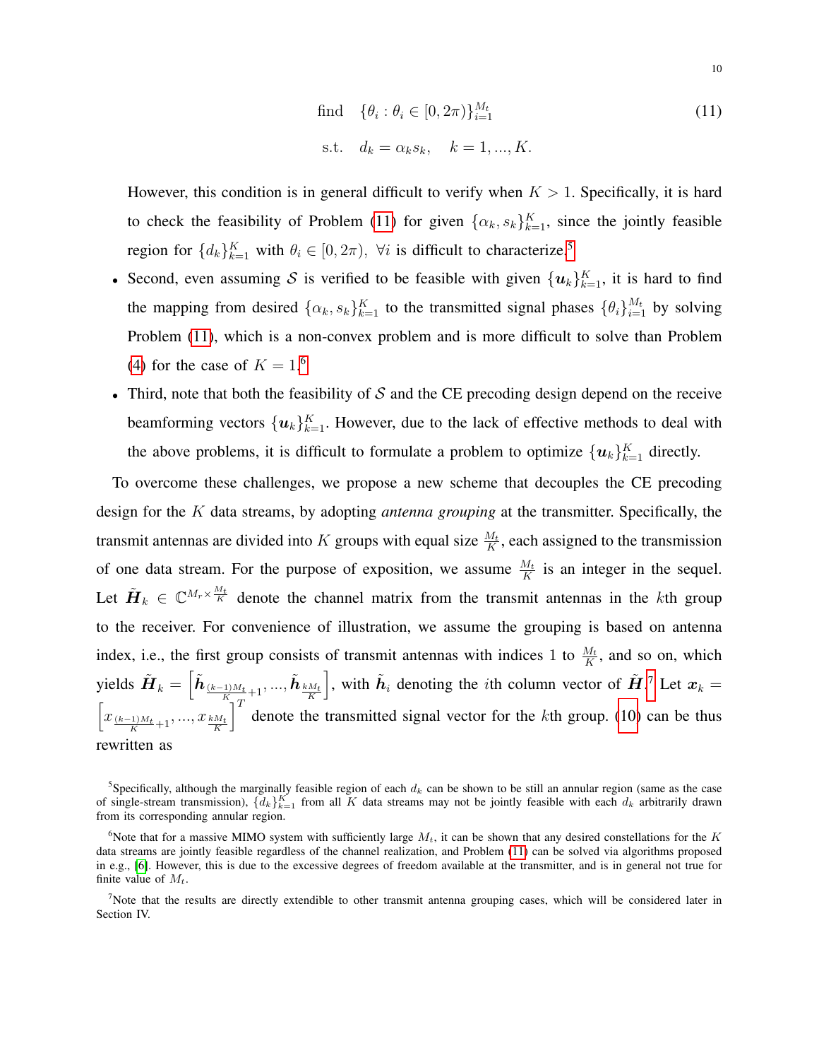$$\begin{aligned} \text{find} \quad & \{\theta_i : \theta_i \in [0, 2\pi)\}_{i=1}^{M_t} \\ \text{s.t.} \quad & d_k = \alpha_k s_k, \quad k = 1, ..., K. \end{aligned} \tag{11}$$

However, this condition is in general difficult to verify when $K > 1$. Specifically, it is hard to check the feasibility of Problem (11) for given $\{\alpha_k, s_k\}_{k=1}^K$, since the jointly feasible region for $\{d_k\}_{k=1}^K$ with $\theta_i \in [0, 2\pi), \ \forall i$ is difficult to characterize.[5]

- Second, even assuming $\mathcal{S}$ is verified to be feasible with given $\{\boldsymbol{u}_k\}_{k=1}^K$, it is hard to find the mapping from desired $\{\alpha_k, s_k\}_{k=1}^K$ to the transmitted signal phases $\{\theta_i\}_{i=1}^{M_t}$ by solving Problem (11), which is a non-convex problem and is more difficult to solve than Problem (4) for the case of $K = 1$.[6]
- Third, note that both the feasibility of $\mathcal{S}$ and the CE precoding design depend on the receive beamforming vectors $\{\boldsymbol{u}_k\}_{k=1}^K$. However, due to the lack of effective methods to deal with the above problems, it is difficult to formulate a problem to optimize $\{\boldsymbol{u}_k\}_{k=1}^K$ directly.

To overcome these challenges, we propose a new scheme that decouples the CE precoding design for the $K$ data streams, by adopting *antenna grouping* at the transmitter. Specifically, the transmit antennas are divided into $K$ groups with equal size $\frac{M_t}{K}$, each assigned to the transmission of one data stream. For the purpose of exposition, we assume $\frac{M_t}{K}$ is an integer in the sequel. Let $\tilde{\boldsymbol{H}}_k \in \mathbb{C}^{M_r \times \frac{M_t}{K}}$ denote the channel matrix from the transmit antennas in the $k$th group to the receiver. For convenience of illustration, we assume the grouping is based on antenna index, i.e., the first group consists of transmit antennas with indices 1 to $\frac{M_t}{K}$, and so on, which yields $\tilde{\boldsymbol{H}}_k = \left[\tilde{\boldsymbol{h}}_{\frac{(k-1)M_t}{K}+1}, ..., \tilde{\boldsymbol{h}}_{\frac{kM_t}{K}}\right]$, with $\tilde{\boldsymbol{h}}_i$ denoting the $i$th column vector of $\tilde{\boldsymbol{H}}$.[7] Let $\boldsymbol{x}_k = \left[x_{\frac{(k-1)M_t}{K}+1}, ..., x_{\frac{kM_t}{K}}\right]^T$ denote the transmitted signal vector for the $k$th group. (10) can be thus rewritten as

[5] Specifically, although the marginally feasible region of each $d_k$ can be shown to be still an annular region (same as the case of single-stream transmission), $\{d_k\}_{k=1}^K$ from all $K$ data streams may not be jointly feasible with each $d_k$ arbitrarily drawn from its corresponding annular region.

[6] Note that for a massive MIMO system with sufficiently large $M_t$, it can be shown that any desired constellations for the $K$ data streams are jointly feasible regardless of the channel realization, and Problem (11) can be solved via algorithms proposed in e.g., [6]. However, this is due to the excessive degrees of freedom available at the transmitter, and is in general not true for finite value of $M_t$.

[7] Note that the results are directly extendible to other transmit antenna grouping cases, which will be considered later in Section IV.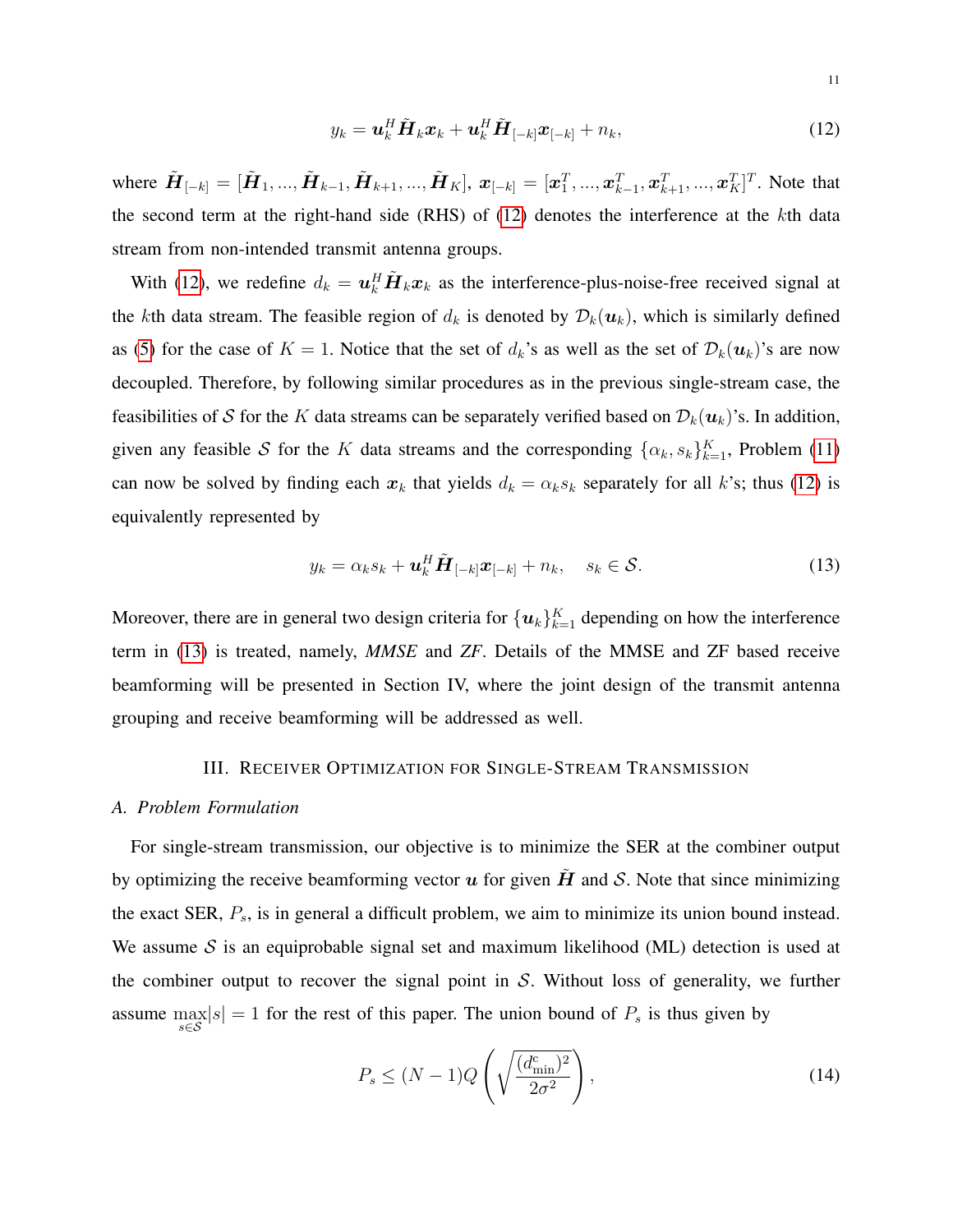$$y_k = \boldsymbol{u}_k^H \tilde{\boldsymbol{H}}_k \boldsymbol{x}_k + \boldsymbol{u}_k^H \tilde{\boldsymbol{H}}_{[-k]} \boldsymbol{x}_{[-k]} + n_k, \tag{12}$$

where $\tilde{\boldsymbol{H}}_{[-k]} = [\tilde{\boldsymbol{H}}_1, ..., \tilde{\boldsymbol{H}}_{k-1}, \tilde{\boldsymbol{H}}_{k+1}, ..., \tilde{\boldsymbol{H}}_K]$, $\boldsymbol{x}_{[-k]} = [\boldsymbol{x}_1^T, ..., \boldsymbol{x}_{k-1}^T, \boldsymbol{x}_{k+1}^T, ..., \boldsymbol{x}_K^T]^T$. Note that the second term at the right-hand side (RHS) of (12) denotes the interference at the $k$th data stream from non-intended transmit antenna groups.

With (12), we redefine $d_k = \boldsymbol{u}_k^H \tilde{\boldsymbol{H}}_k \boldsymbol{x}_k$ as the interference-plus-noise-free received signal at the $k$th data stream. The feasible region of $d_k$ is denoted by $\mathcal{D}_k(\boldsymbol{u}_k)$, which is similarly defined as (5) for the case of $K = 1$. Notice that the set of $d_k$'s as well as the set of $\mathcal{D}_k(\boldsymbol{u}_k)$'s are now decoupled. Therefore, by following similar procedures as in the previous single-stream case, the feasibilities of $\mathcal{S}$ for the $K$ data streams can be separately verified based on $\mathcal{D}_k(\boldsymbol{u}_k)$'s. In addition, given any feasible $\mathcal{S}$ for the $K$ data streams and the corresponding $\{\alpha_k, s_k\}_{k=1}^K$, Problem (11) can now be solved by finding each $\boldsymbol{x}_k$ that yields $d_k = \alpha_k s_k$ separately for all $k$'s; thus (12) is equivalently represented by

$$y_k = \alpha_k s_k + \boldsymbol{u}_k^H \tilde{\boldsymbol{H}}_{[-k]} \boldsymbol{x}_{[-k]} + n_k, \quad s_k \in \mathcal{S}. \tag{13}$$

Moreover, there are in general two design criteria for $\{\boldsymbol{u}_k\}_{k=1}^K$ depending on how the interference term in (13) is treated, namely, *MMSE* and *ZF*. Details of the MMSE and ZF based receive beamforming will be presented in Section IV, where the joint design of the transmit antenna grouping and receive beamforming will be addressed as well.

## III. Receiver Optimization for Single-Stream Transmission

### A. Problem Formulation

For single-stream transmission, our objective is to minimize the SER at the combiner output by optimizing the receive beamforming vector $\boldsymbol{u}$ for given $\tilde{\boldsymbol{H}}$ and $\mathcal{S}$. Note that since minimizing the exact SER, $P_s$, is in general a difficult problem, we aim to minimize its union bound instead. We assume $\mathcal{S}$ is an equiprobable signal set and maximum likelihood (ML) detection is used at the combiner output to recover the signal point in $\mathcal{S}$. Without loss of generality, we further assume $\max\limits_{s \in \mathcal{S}} |s| = 1$ for the rest of this paper. The union bound of $P_s$ is thus given by

$$P_s \leq (N-1) Q\left(\sqrt{\frac{(d_{\min}^{c})^2}{2\sigma^2}}\right), \tag{14}$$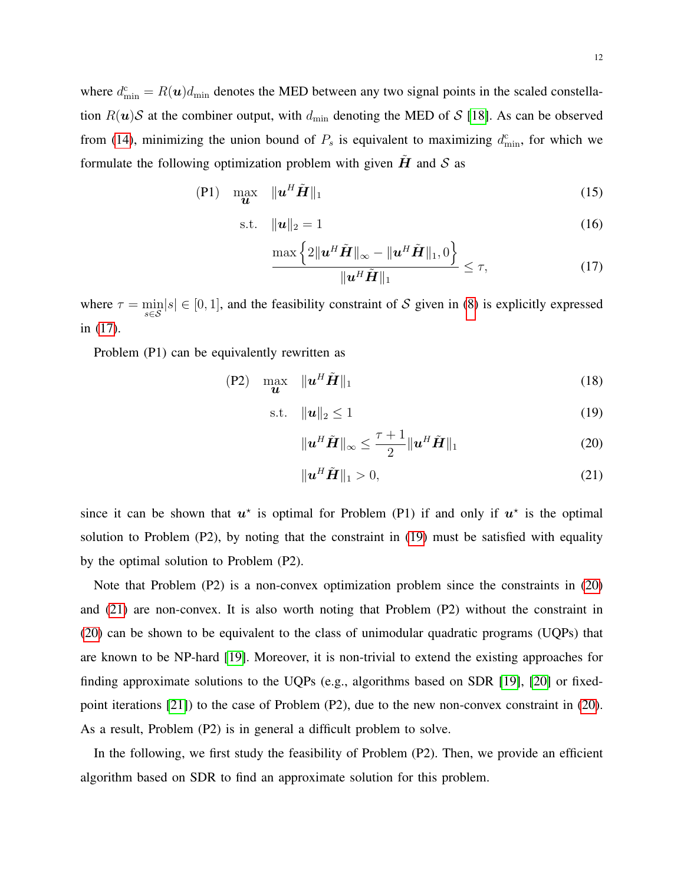where $d_{\min}^{\mathrm{c}} = R(\boldsymbol{u})d_{\min}$ denotes the MED between any two signal points in the scaled constellation $R(\boldsymbol{u})\mathcal{S}$ at the combiner output, with $d_{\min}$ denoting the MED of $\mathcal{S}$ [18]. As can be observed from (14), minimizing the union bound of $P_{\mathrm{s}}$ is equivalent to maximizing $d_{\min}^{\mathrm{c}}$, for which we formulate the following optimization problem with given $\tilde{\boldsymbol{H}}$ and $\mathcal{S}$ as

$$\text{(P1)} \quad \max_{\boldsymbol{u}} \quad \|\boldsymbol{u}^H \tilde{\boldsymbol{H}}\|_1 \tag{15}$$

$$\text{s.t.} \quad \|\boldsymbol{u}\|_2 = 1 \tag{16}$$

$$\frac{\max\left\{2\|\boldsymbol{u}^H \tilde{\boldsymbol{H}}\|_\infty - \|\boldsymbol{u}^H \tilde{\boldsymbol{H}}\|_1, 0\right\}}{\|\boldsymbol{u}^H \tilde{\boldsymbol{H}}\|_1} \leq \tau, \tag{17}$$

where $\tau = \min\limits_{s \in \mathcal{S}} |s| \in [0, 1]$, and the feasibility constraint of $\mathcal{S}$ given in (8) is explicitly expressed in (17).

Problem (P1) can be equivalently rewritten as

$$\text{(P2)} \quad \max_{\boldsymbol{u}} \quad \|\boldsymbol{u}^H \tilde{\boldsymbol{H}}\|_1 \tag{18}$$

$$\text{s.t.} \quad \|\boldsymbol{u}\|_2 \leq 1 \tag{19}$$

$$\|\boldsymbol{u}^H \tilde{\boldsymbol{H}}\|_\infty \leq \frac{\tau + 1}{2} \|\boldsymbol{u}^H \tilde{\boldsymbol{H}}\|_1 \tag{20}$$

$$\|\boldsymbol{u}^H \tilde{\boldsymbol{H}}\|_1 > 0, \tag{21}$$

since it can be shown that $\boldsymbol{u}^\star$ is optimal for Problem (P1) if and only if $\boldsymbol{u}^\star$ is the optimal solution to Problem (P2), by noting that the constraint in (19) must be satisfied with equality by the optimal solution to Problem (P2).

Note that Problem (P2) is a non-convex optimization problem since the constraints in (20) and (21) are non-convex. It is also worth noting that Problem (P2) without the constraint in (20) can be shown to be equivalent to the class of unimodular quadratic programs (UQPs) that are known to be NP-hard [19]. Moreover, it is non-trivial to extend the existing approaches for finding approximate solutions to the UQPs (e.g., algorithms based on SDR [19], [20] or fixed-point iterations [21]) to the case of Problem (P2), due to the new non-convex constraint in (20). As a result, Problem (P2) is in general a difficult problem to solve.

In the following, we first study the feasibility of Problem (P2). Then, we provide an efficient algorithm based on SDR to find an approximate solution for this problem.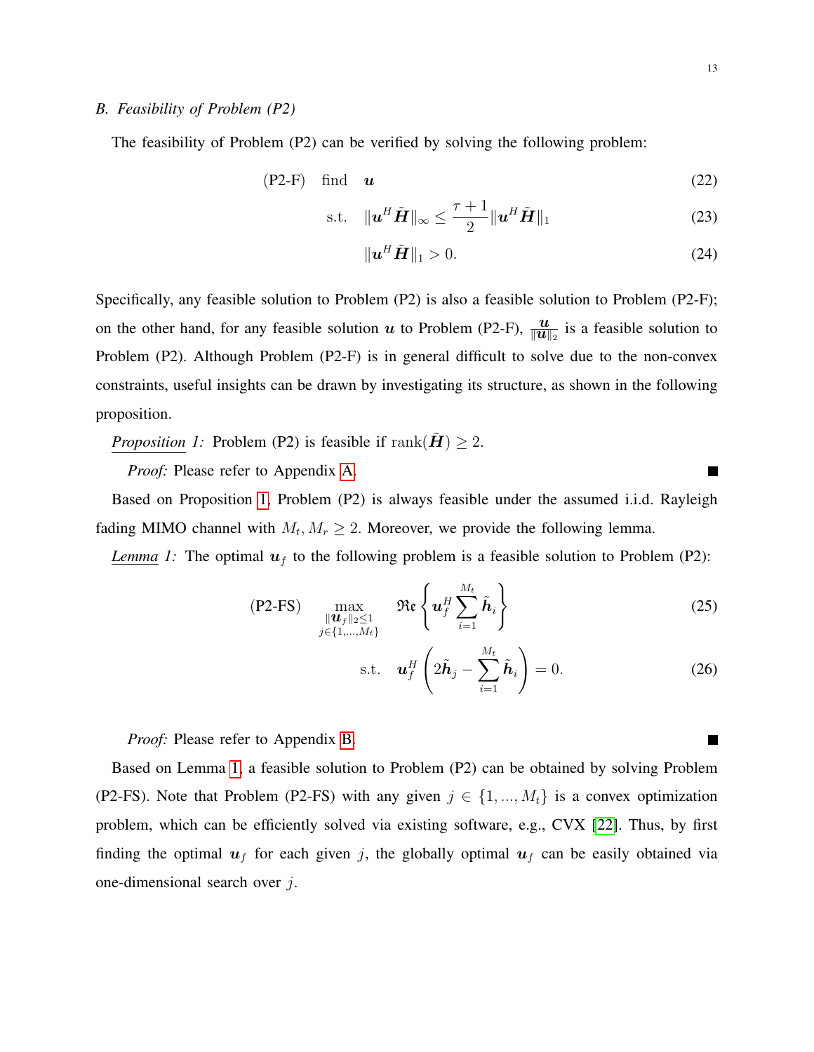### B. Feasibility of Problem (P2)

The feasibility of Problem (P2) can be verified by solving the following problem:

$$\text{(P2-F)} \quad \text{find} \quad \boldsymbol{u} \tag{22}$$

$$\text{s.t.} \quad \|\boldsymbol{u}^H \tilde{\boldsymbol{H}}\|_\infty \leq \frac{\tau+1}{2} \|\boldsymbol{u}^H \tilde{\boldsymbol{H}}\|_1 \tag{23}$$

$$\|\boldsymbol{u}^H \tilde{\boldsymbol{H}}\|_1 > 0. \tag{24}$$

Specifically, any feasible solution to Problem (P2) is also a feasible solution to Problem (P2-F); on the other hand, for any feasible solution $\boldsymbol{u}$ to Problem (P2-F), $\frac{\boldsymbol{u}}{\|\boldsymbol{u}\|_2}$ is a feasible solution to Problem (P2). Although Problem (P2-F) is in general difficult to solve due to the non-convex constraints, useful insights can be drawn by investigating its structure, as shown in the following proposition.

*Proposition 1:* Problem (P2) is feasible if $\text{rank}(\tilde{\boldsymbol{H}}) \geq 2$.

*Proof:* Please refer to Appendix A. ■

Based on Proposition 1, Problem (P2) is always feasible under the assumed i.i.d. Rayleigh fading MIMO channel with $M_t, M_r \geq 2$. Moreover, we provide the following lemma.

*Lemma 1:* The optimal $\boldsymbol{u}_f$ to the following problem is a feasible solution to Problem (P2):

$$\text{(P2-FS)} \quad \max_{\substack{\|\boldsymbol{u}_f\|_2 \leq 1 \\ j \in \{1,\dots,M_t\}}} \quad \mathfrak{Re}\left\{\boldsymbol{u}_f^H \sum_{i=1}^{M_t} \tilde{\boldsymbol{h}}_i\right\} \tag{25}$$

$$\text{s.t.} \quad \boldsymbol{u}_f^H \left(2\tilde{\boldsymbol{h}}_j - \sum_{i=1}^{M_t} \tilde{\boldsymbol{h}}_i\right) = 0. \tag{26}$$

*Proof:* Please refer to Appendix B. ■

Based on Lemma 1, a feasible solution to Problem (P2) can be obtained by solving Problem (P2-FS). Note that Problem (P2-FS) with any given $j \in \{1, ..., M_t\}$ is a convex optimization problem, which can be efficiently solved via existing software, e.g., CVX [22]. Thus, by first finding the optimal $\boldsymbol{u}_f$ for each given $j$, the globally optimal $\boldsymbol{u}_f$ can be easily obtained via one-dimensional search over $j$.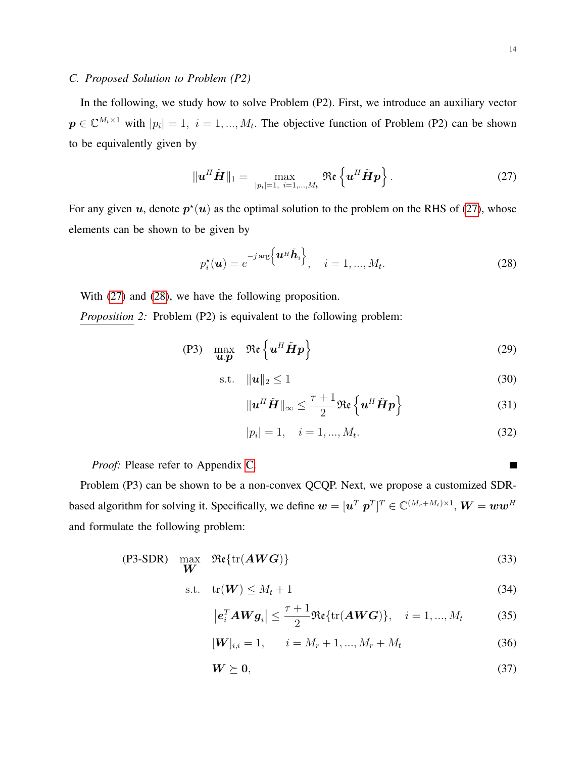### C. Proposed Solution to Problem (P2)

In the following, we study how to solve Problem (P2). First, we introduce an auxiliary vector $\boldsymbol{p} \in \mathbb{C}^{M_t \times 1}$ with $|p_i| = 1,\ i = 1, ..., M_t$. The objective function of Problem (P2) can be shown to be equivalently given by

$$\|\boldsymbol{u}^H \tilde{\boldsymbol{H}}\|_1 = \max_{|p_i|=1,\ i=1,...,M_t} \mathfrak{Re}\left\{\boldsymbol{u}^H \tilde{\boldsymbol{H}} \boldsymbol{p}\right\}. \tag{27}$$

For any given $\boldsymbol{u}$, denote $\boldsymbol{p}^\star(\boldsymbol{u})$ as the optimal solution to the problem on the RHS of (27), whose elements can be shown to be given by

$$p_i^\star(\boldsymbol{u}) = e^{-j \arg\left\{\boldsymbol{u}^H \tilde{\boldsymbol{h}}_i\right\}}, \quad i = 1, ..., M_t. \tag{28}$$

With (27) and (28), we have the following proposition.

*Proposition 2:* Problem (P2) is equivalent to the following problem:

$$\text{(P3)} \quad \max_{\boldsymbol{u}, \boldsymbol{p}} \quad \mathfrak{Re}\left\{\boldsymbol{u}^H \tilde{\boldsymbol{H}} \boldsymbol{p}\right\} \tag{29}$$

$$\text{s.t.} \quad \|\boldsymbol{u}\|_2 \leq 1 \tag{30}$$

$$\|\boldsymbol{u}^H \tilde{\boldsymbol{H}}\|_\infty \leq \frac{\tau + 1}{2} \mathfrak{Re}\left\{\boldsymbol{u}^H \tilde{\boldsymbol{H}} \boldsymbol{p}\right\} \tag{31}$$

$$|p_i| = 1, \quad i = 1, ..., M_t. \tag{32}$$

*Proof:* Please refer to Appendix C. ■

Problem (P3) can be shown to be a non-convex QCQP. Next, we propose a customized SDR-based algorithm for solving it. Specifically, we define $\boldsymbol{w} = [\boldsymbol{u}^T\ \boldsymbol{p}^T]^T \in \mathbb{C}^{(M_r + M_t) \times 1}$, $\boldsymbol{W} = \boldsymbol{w}\boldsymbol{w}^H$ and formulate the following problem:

$$\text{(P3-SDR)} \quad \max_{\boldsymbol{W}} \quad \mathfrak{Re}\{\text{tr}(\boldsymbol{A}\boldsymbol{W}\boldsymbol{G})\} \tag{33}$$

$$\text{s.t.} \quad \text{tr}(\boldsymbol{W}) \leq M_t + 1 \tag{34}$$

$$\left|\boldsymbol{e}_i^T \boldsymbol{A} \boldsymbol{W} \boldsymbol{g}_i\right| \leq \frac{\tau + 1}{2} \mathfrak{Re}\{\text{tr}(\boldsymbol{A}\boldsymbol{W}\boldsymbol{G})\}, \quad i = 1, ..., M_t \tag{35}$$

$$[\boldsymbol{W}]_{i,i} = 1, \qquad i = M_r + 1, ..., M_r + M_t \tag{36}$$

$$\boldsymbol{W} \succeq \boldsymbol{0}, \tag{37}$$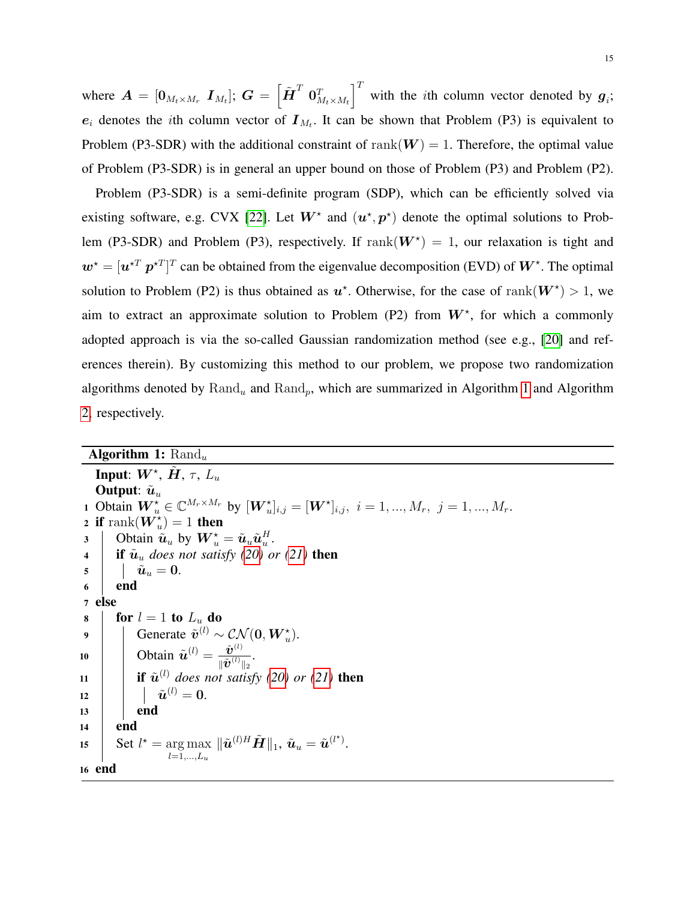where $\boldsymbol{A} = [\boldsymbol{0}_{M_t \times M_r} \ \boldsymbol{I}_{M_t}]$; $\boldsymbol{G} = \left[\tilde{\boldsymbol{H}}^T \ \boldsymbol{0}_{M_t \times M_t}^T\right]^T$ with the $i$th column vector denoted by $\boldsymbol{g}_i$; $\boldsymbol{e}_i$ denotes the $i$th column vector of $\boldsymbol{I}_{M_t}$. It can be shown that Problem (P3) is equivalent to Problem (P3-SDR) with the additional constraint of $\text{rank}(\boldsymbol{W}) = 1$. Therefore, the optimal value of Problem (P3-SDR) is in general an upper bound on those of Problem (P3) and Problem (P2).

Problem (P3-SDR) is a semi-definite program (SDP), which can be efficiently solved via existing software, e.g. CVX [22]. Let $\boldsymbol{W}^\star$ and $(\boldsymbol{u}^\star, \boldsymbol{p}^\star)$ denote the optimal solutions to Problem (P3-SDR) and Problem (P3), respectively. If $\text{rank}(\boldsymbol{W}^\star) = 1$, our relaxation is tight and $\boldsymbol{w}^\star = [\boldsymbol{u}^{\star T} \ \boldsymbol{p}^{\star T}]^T$ can be obtained from the eigenvalue decomposition (EVD) of $\boldsymbol{W}^\star$. The optimal solution to Problem (P2) is thus obtained as $\boldsymbol{u}^\star$. Otherwise, for the case of $\text{rank}(\boldsymbol{W}^\star) > 1$, we aim to extract an approximate solution to Problem (P2) from $\boldsymbol{W}^\star$, for which a commonly adopted approach is via the so-called Gaussian randomization method (see e.g., [20] and references therein). By customizing this method to our problem, we propose two randomization algorithms denoted by $\text{Rand}_u$ and $\text{Rand}_p$, which are summarized in Algorithm 1 and Algorithm 2, respectively.

---

**Algorithm 1:** $\text{Rand}_u$

**Input**: $\boldsymbol{W}^\star$, $\tilde{\boldsymbol{H}}$, $\tau$, $L_u$
**Output**: $\tilde{\boldsymbol{u}}_u$

1. Obtain $\boldsymbol{W}_u^\star \in \mathbb{C}^{M_r \times M_r}$ by $[\boldsymbol{W}_u^\star]_{i,j} = [\boldsymbol{W}^\star]_{i,j}, \ i = 1, ..., M_r, \ j = 1, ..., M_r$.
2. **if** $\text{rank}(\boldsymbol{W}_u^\star) = 1$ **then**
3. &nbsp;&nbsp;&nbsp;&nbsp;Obtain $\tilde{\boldsymbol{u}}_u$ by $\boldsymbol{W}_u^\star = \tilde{\boldsymbol{u}}_u \tilde{\boldsymbol{u}}_u^H$.
4. &nbsp;&nbsp;&nbsp;&nbsp;**if** $\tilde{\boldsymbol{u}}_u$ *does not satisfy* (20) *or* (21) **then**
5. &nbsp;&nbsp;&nbsp;&nbsp;&nbsp;&nbsp;&nbsp;&nbsp;$\tilde{\boldsymbol{u}}_u = \boldsymbol{0}$.
6. &nbsp;&nbsp;&nbsp;&nbsp;**end**
7. **else**
8. &nbsp;&nbsp;&nbsp;&nbsp;**for** $l = 1$ **to** $L_u$ **do**
9. &nbsp;&nbsp;&nbsp;&nbsp;&nbsp;&nbsp;&nbsp;&nbsp;Generate $\tilde{\boldsymbol{v}}^{(l)} \sim \mathcal{CN}(\boldsymbol{0}, \boldsymbol{W}_u^\star)$.
10. &nbsp;&nbsp;&nbsp;&nbsp;&nbsp;&nbsp;&nbsp;&nbsp;Obtain $\tilde{\boldsymbol{u}}^{(l)} = \frac{\tilde{\boldsymbol{v}}^{(l)}}{\|\tilde{\boldsymbol{v}}^{(l)}\|_2}$.
11. &nbsp;&nbsp;&nbsp;&nbsp;&nbsp;&nbsp;&nbsp;&nbsp;**if** $\tilde{\boldsymbol{u}}^{(l)}$ *does not satisfy* (20) *or* (21) **then**
12. &nbsp;&nbsp;&nbsp;&nbsp;&nbsp;&nbsp;&nbsp;&nbsp;&nbsp;&nbsp;&nbsp;&nbsp;$\tilde{\boldsymbol{u}}^{(l)} = \boldsymbol{0}$.
13. &nbsp;&nbsp;&nbsp;&nbsp;&nbsp;&nbsp;&nbsp;&nbsp;**end**
14. &nbsp;&nbsp;&nbsp;&nbsp;**end**
15. &nbsp;&nbsp;&nbsp;&nbsp;Set $l^\star = \underset{l=1,...,L_u}{\arg\max} \|\tilde{\boldsymbol{u}}^{(l)H} \tilde{\boldsymbol{H}}\|_1$, $\tilde{\boldsymbol{u}}_u = \tilde{\boldsymbol{u}}^{(l^\star)}$.
16. **end**

---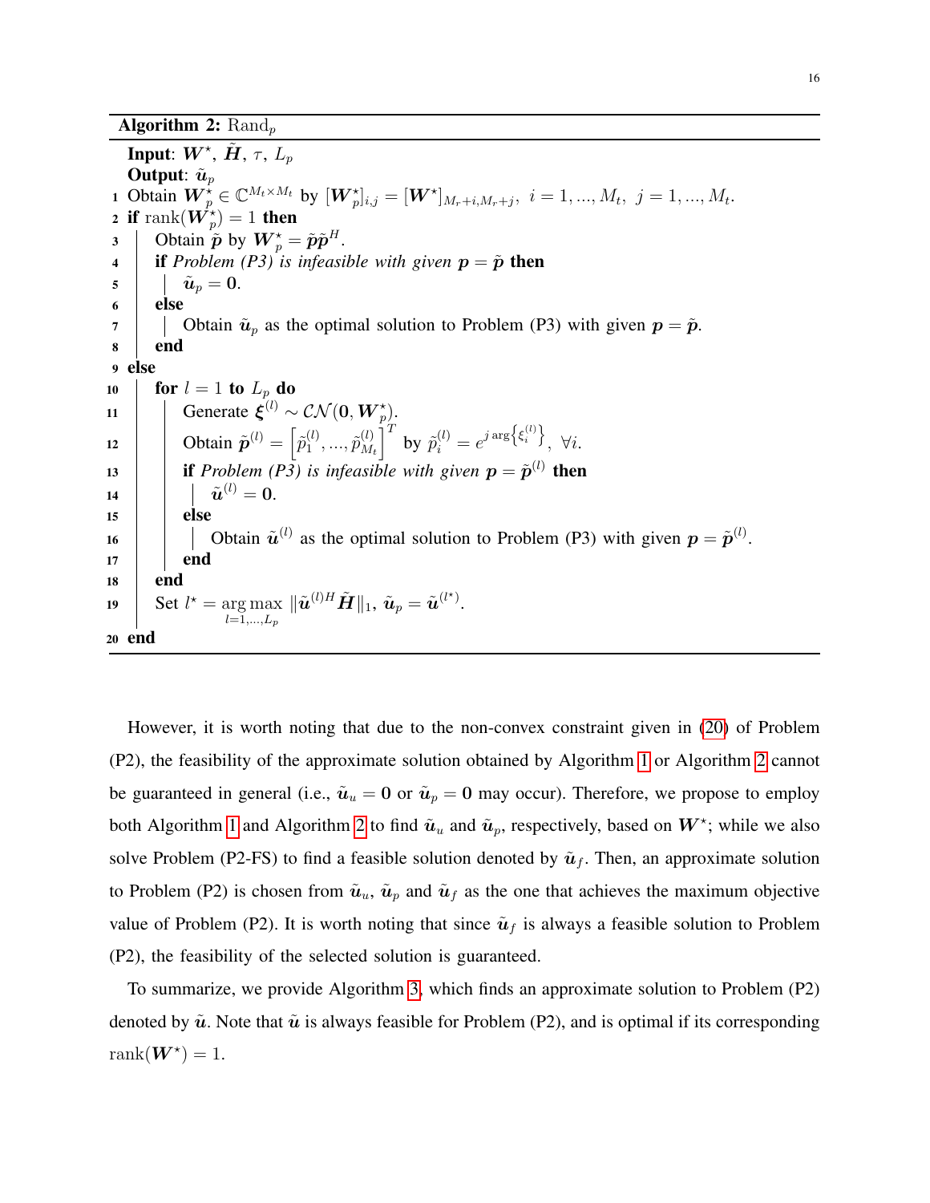**Algorithm 2:** $\text{Rand}_p$

**Input**: $\boldsymbol{W}^\star$, $\tilde{\boldsymbol{H}}$, $\tau$, $L_p$

**Output**: $\tilde{\boldsymbol{u}}_p$

1. Obtain $\boldsymbol{W}_p^\star \in \mathbb{C}^{M_t \times M_t}$ by $[\boldsymbol{W}_p^\star]_{i,j} = [\boldsymbol{W}^\star]_{M_r+i, M_r+j}$, $i = 1, ..., M_t$, $j = 1, ..., M_t$.
2. **if** $\text{rank}(\boldsymbol{W}_p^\star) = 1$ **then**
3. &nbsp;&nbsp;&nbsp;&nbsp;Obtain $\tilde{\boldsymbol{p}}$ by $\boldsymbol{W}_p^\star = \tilde{\boldsymbol{p}}\tilde{\boldsymbol{p}}^H$.
4. &nbsp;&nbsp;&nbsp;&nbsp;**if** *Problem (P3) is infeasible with given* $\boldsymbol{p} = \tilde{\boldsymbol{p}}$ **then**
5. &nbsp;&nbsp;&nbsp;&nbsp;&nbsp;&nbsp;&nbsp;&nbsp;$\tilde{\boldsymbol{u}}_p = \boldsymbol{0}$.
6. &nbsp;&nbsp;&nbsp;&nbsp;**else**
7. &nbsp;&nbsp;&nbsp;&nbsp;&nbsp;&nbsp;&nbsp;&nbsp;Obtain $\tilde{\boldsymbol{u}}_p$ as the optimal solution to Problem (P3) with given $\boldsymbol{p} = \tilde{\boldsymbol{p}}$.
8. &nbsp;&nbsp;&nbsp;&nbsp;**end**
9. **else**
10. &nbsp;&nbsp;&nbsp;&nbsp;**for** $l = 1$ **to** $L_p$ **do**
11. &nbsp;&nbsp;&nbsp;&nbsp;&nbsp;&nbsp;&nbsp;&nbsp;Generate $\boldsymbol{\xi}^{(l)} \sim \mathcal{CN}(\boldsymbol{0}, \boldsymbol{W}_p^\star)$.
12. &nbsp;&nbsp;&nbsp;&nbsp;&nbsp;&nbsp;&nbsp;&nbsp;Obtain $\tilde{\boldsymbol{p}}^{(l)} = \left[\tilde{p}_1^{(l)}, ..., \tilde{p}_{M_t}^{(l)}\right]^T$ by $\tilde{p}_i^{(l)} = e^{j \arg\left\{\xi_i^{(l)}\right\}}$, $\forall i$.
13. &nbsp;&nbsp;&nbsp;&nbsp;&nbsp;&nbsp;&nbsp;&nbsp;**if** *Problem (P3) is infeasible with given* $\boldsymbol{p} = \tilde{\boldsymbol{p}}^{(l)}$ **then**
14. &nbsp;&nbsp;&nbsp;&nbsp;&nbsp;&nbsp;&nbsp;&nbsp;&nbsp;&nbsp;&nbsp;&nbsp;$\tilde{\boldsymbol{u}}^{(l)} = \boldsymbol{0}$.
15. &nbsp;&nbsp;&nbsp;&nbsp;&nbsp;&nbsp;&nbsp;&nbsp;**else**
16. &nbsp;&nbsp;&nbsp;&nbsp;&nbsp;&nbsp;&nbsp;&nbsp;&nbsp;&nbsp;&nbsp;&nbsp;Obtain $\tilde{\boldsymbol{u}}^{(l)}$ as the optimal solution to Problem (P3) with given $\boldsymbol{p} = \tilde{\boldsymbol{p}}^{(l)}$.
17. &nbsp;&nbsp;&nbsp;&nbsp;&nbsp;&nbsp;&nbsp;&nbsp;**end**
18. &nbsp;&nbsp;&nbsp;&nbsp;**end**
19. &nbsp;&nbsp;&nbsp;&nbsp;Set $l^\star = \underset{l=1,...,L_p}{\arg\max} \|\tilde{\boldsymbol{u}}^{(l)H}\tilde{\boldsymbol{H}}\|_1$, $\tilde{\boldsymbol{u}}_p = \tilde{\boldsymbol{u}}^{(l^\star)}$.
20. **end**

However, it is worth noting that due to the non-convex constraint given in (20) of Problem (P2), the feasibility of the approximate solution obtained by Algorithm 1 or Algorithm 2 cannot be guaranteed in general (i.e., $\tilde{\boldsymbol{u}}_u = \boldsymbol{0}$ or $\tilde{\boldsymbol{u}}_p = \boldsymbol{0}$ may occur). Therefore, we propose to employ both Algorithm 1 and Algorithm 2 to find $\tilde{\boldsymbol{u}}_u$ and $\tilde{\boldsymbol{u}}_p$, respectively, based on $\boldsymbol{W}^\star$; while we also solve Problem (P2-FS) to find a feasible solution denoted by $\tilde{\boldsymbol{u}}_f$. Then, an approximate solution to Problem (P2) is chosen from $\tilde{\boldsymbol{u}}_u$, $\tilde{\boldsymbol{u}}_p$ and $\tilde{\boldsymbol{u}}_f$ as the one that achieves the maximum objective value of Problem (P2). It is worth noting that since $\tilde{\boldsymbol{u}}_f$ is always a feasible solution to Problem (P2), the feasibility of the selected solution is guaranteed.

To summarize, we provide Algorithm 3, which finds an approximate solution to Problem (P2) denoted by $\tilde{\boldsymbol{u}}$. Note that $\tilde{\boldsymbol{u}}$ is always feasible for Problem (P2), and is optimal if its corresponding $\text{rank}(\boldsymbol{W}^\star) = 1$.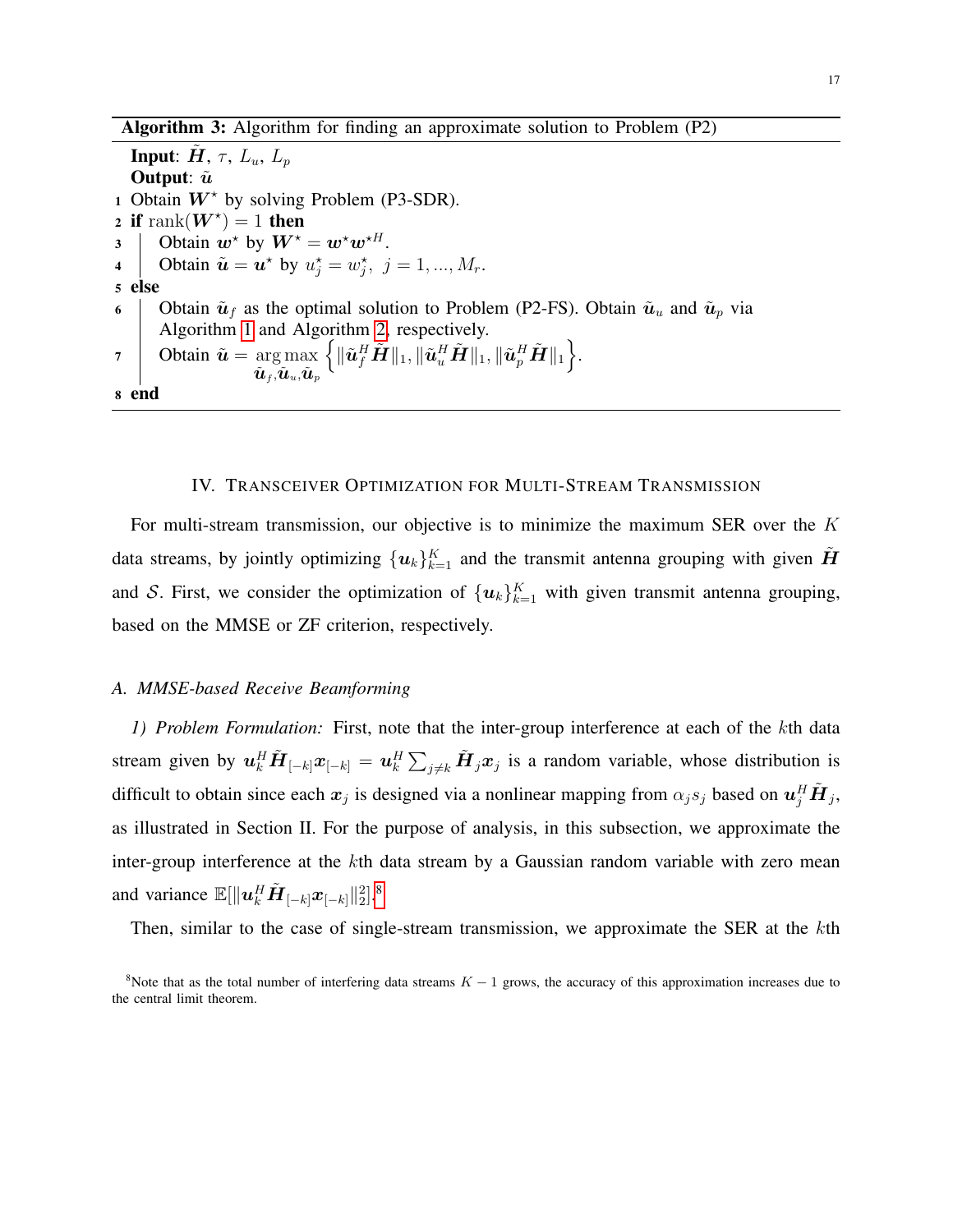**Algorithm 3:** Algorithm for finding an approximate solution to Problem (P2)

**Input**: $\tilde{\boldsymbol{H}}$, $\tau$, $L_u$, $L_p$
**Output**: $\tilde{\boldsymbol{u}}$

1. Obtain $\boldsymbol{W}^\star$ by solving Problem (P3-SDR).
2. **if** $\text{rank}(\boldsymbol{W}^\star) = 1$ **then**
3. Obtain $\boldsymbol{w}^\star$ by $\boldsymbol{W}^\star = \boldsymbol{w}^\star \boldsymbol{w}^{\star H}$.
4. Obtain $\tilde{\boldsymbol{u}} = \boldsymbol{u}^\star$ by $u_j^\star = w_j^\star,\ j = 1, ..., M_r$.
5. **else**
6. Obtain $\tilde{\boldsymbol{u}}_f$ as the optimal solution to Problem (P2-FS). Obtain $\tilde{\boldsymbol{u}}_u$ and $\tilde{\boldsymbol{u}}_p$ via Algorithm 1 and Algorithm 2, respectively.
7. Obtain $\tilde{\boldsymbol{u}} = \underset{\tilde{\boldsymbol{u}}_f, \tilde{\boldsymbol{u}}_u, \tilde{\boldsymbol{u}}_p}{\arg\max} \left\{ \|\tilde{\boldsymbol{u}}_f^H \tilde{\boldsymbol{H}}\|_1, \|\tilde{\boldsymbol{u}}_u^H \tilde{\boldsymbol{H}}\|_1, \|\tilde{\boldsymbol{u}}_p^H \tilde{\boldsymbol{H}}\|_1 \right\}$.
8. **end**

## IV. Transceiver Optimization for Multi-Stream Transmission

For multi-stream transmission, our objective is to minimize the maximum SER over the $K$ data streams, by jointly optimizing $\{\boldsymbol{u}_k\}_{k=1}^K$ and the transmit antenna grouping with given $\tilde{\boldsymbol{H}}$ and $\mathcal{S}$. First, we consider the optimization of $\{\boldsymbol{u}_k\}_{k=1}^K$ with given transmit antenna grouping, based on the MMSE or ZF criterion, respectively.

### *A. MMSE-based Receive Beamforming*

*1) Problem Formulation:* First, note that the inter-group interference at each of the $k$th data stream given by $\boldsymbol{u}_k^H \tilde{\boldsymbol{H}}_{[-k]} \boldsymbol{x}_{[-k]} = \boldsymbol{u}_k^H \sum_{j \neq k} \tilde{\boldsymbol{H}}_j \boldsymbol{x}_j$ is a random variable, whose distribution is difficult to obtain since each $\boldsymbol{x}_j$ is designed via a nonlinear mapping from $\alpha_j s_j$ based on $\boldsymbol{u}_j^H \tilde{\boldsymbol{H}}_j$, as illustrated in Section II. For the purpose of analysis, in this subsection, we approximate the inter-group interference at the $k$th data stream by a Gaussian random variable with zero mean and variance $\mathbb{E}[\|\boldsymbol{u}_k^H \tilde{\boldsymbol{H}}_{[-k]} \boldsymbol{x}_{[-k]}\|_2^2]$.[8]

Then, similar to the case of single-stream transmission, we approximate the SER at the $k$th

[8]Note that as the total number of interfering data streams $K - 1$ grows, the accuracy of this approximation increases due to the central limit theorem.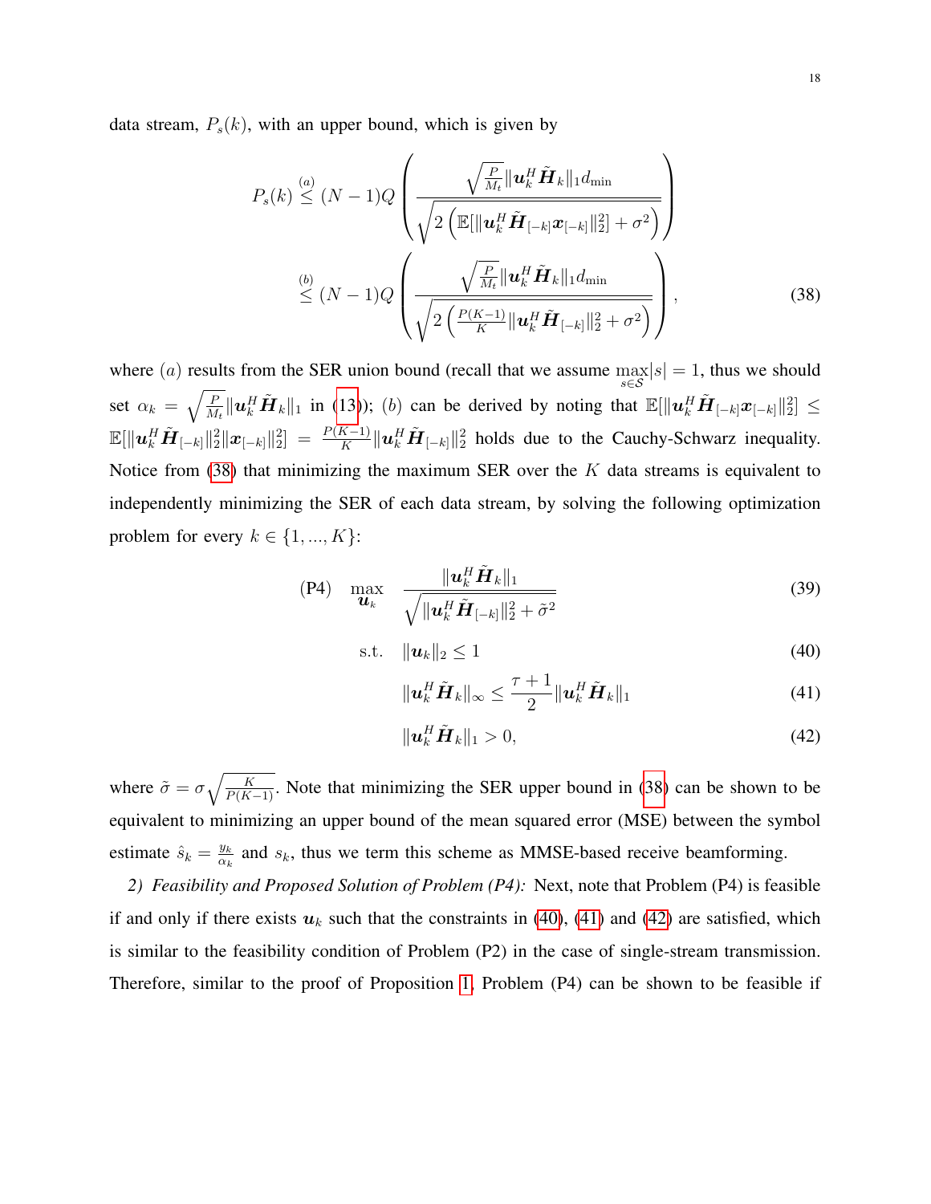data stream, $P_s(k)$, with an upper bound, which is given by

$$
\begin{aligned}
P_s(k) &\overset{(a)}{\leq} (N-1)Q\left(\frac{\sqrt{\frac{P}{M_t}}\|\boldsymbol{u}_k^H\tilde{\boldsymbol{H}}_k\|_1 d_{\min}}{\sqrt{2\left(\mathbb{E}[\|\boldsymbol{u}_k^H\tilde{\boldsymbol{H}}_{[-k]}\boldsymbol{x}_{[-k]}\|_2^2]+\sigma^2\right)}}\right) \\
&\overset{(b)}{\leq} (N-1)Q\left(\frac{\sqrt{\frac{P}{M_t}}\|\boldsymbol{u}_k^H\tilde{\boldsymbol{H}}_k\|_1 d_{\min}}{\sqrt{2\left(\frac{P(K-1)}{K}\|\boldsymbol{u}_k^H\tilde{\boldsymbol{H}}_{[-k]}\|_2^2+\sigma^2\right)}}\right),
\end{aligned} \tag{38}
$$

where $(a)$ results from the SER union bound (recall that we assume $\max\limits_{s\in\mathcal{S}}|s|=1$, thus we should set $\alpha_k=\sqrt{\frac{P}{M_t}}\|\boldsymbol{u}_k^H\tilde{\boldsymbol{H}}_k\|_1$ in (13)); $(b)$ can be derived by noting that $\mathbb{E}[\|\boldsymbol{u}_k^H\tilde{\boldsymbol{H}}_{[-k]}\boldsymbol{x}_{[-k]}\|_2^2]\leq\mathbb{E}[\|\boldsymbol{u}_k^H\tilde{\boldsymbol{H}}_{[-k]}\|_2^2\|\boldsymbol{x}_{[-k]}\|_2^2]=\frac{P(K-1)}{K}\|\boldsymbol{u}_k^H\tilde{\boldsymbol{H}}_{[-k]}\|_2^2$ holds due to the Cauchy-Schwarz inequality. Notice from (38) that minimizing the maximum SER over the $K$ data streams is equivalent to independently minimizing the SER of each data stream, by solving the following optimization problem for every $k\in\{1,...,K\}$:

$$
\text{(P4)}\quad \max_{\boldsymbol{u}_k}\ \frac{\|\boldsymbol{u}_k^H\tilde{\boldsymbol{H}}_k\|_1}{\sqrt{\|\boldsymbol{u}_k^H\tilde{\boldsymbol{H}}_{[-k]}\|_2^2+\tilde{\sigma}^2}} \tag{39}
$$

$$
\text{s.t.}\quad \|\boldsymbol{u}_k\|_2\leq 1 \tag{40}
$$

$$
\|\boldsymbol{u}_k^H\tilde{\boldsymbol{H}}_k\|_\infty\leq\frac{\tau+1}{2}\|\boldsymbol{u}_k^H\tilde{\boldsymbol{H}}_k\|_1 \tag{41}
$$

$$
\|\boldsymbol{u}_k^H\tilde{\boldsymbol{H}}_k\|_1>0, \tag{42}
$$

where $\tilde{\sigma}=\sigma\sqrt{\frac{K}{P(K-1)}}$. Note that minimizing the SER upper bound in (38) can be shown to be equivalent to minimizing an upper bound of the mean squared error (MSE) between the symbol estimate $\hat{s}_k=\frac{y_k}{\alpha_k}$ and $s_k$, thus we term this scheme as MMSE-based receive beamforming.

*2) Feasibility and Proposed Solution of Problem (P4):* Next, note that Problem (P4) is feasible if and only if there exists $\boldsymbol{u}_k$ such that the constraints in (40), (41) and (42) are satisfied, which is similar to the feasibility condition of Problem (P2) in the case of single-stream transmission. Therefore, similar to the proof of Proposition 1, Problem (P4) can be shown to be feasible if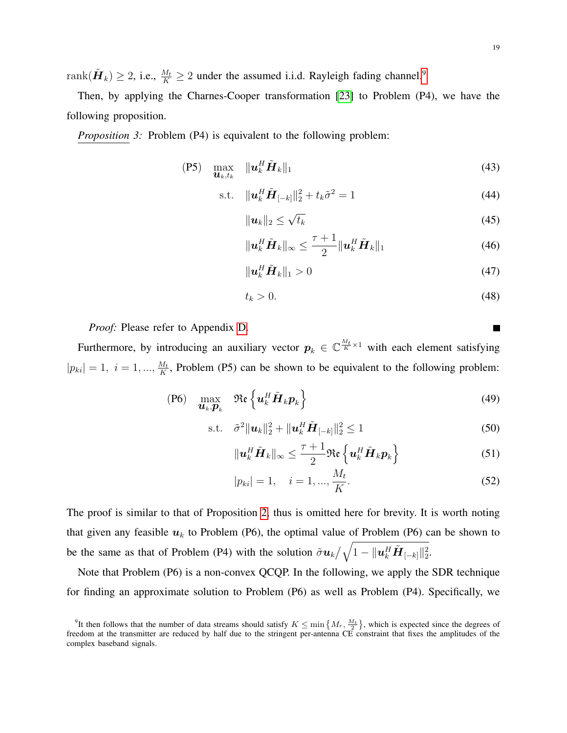$\text{rank}(\tilde{\boldsymbol{H}}_k) \geq 2$, i.e., $\frac{M_t}{K} \geq 2$ under the assumed i.i.d. Rayleigh fading channel.[9]

Then, by applying the Charnes-Cooper transformation [23] to Problem (P4), we have the following proposition.

*Proposition 3:* Problem (P4) is equivalent to the following problem:

$$
\begin{aligned}
\text{(P5)} \quad \max_{\boldsymbol{u}_k, t_k} \quad & \|\boldsymbol{u}_k^H \tilde{\boldsymbol{H}}_k\|_1 & (43)\\
\text{s.t.} \quad & \|\boldsymbol{u}_k^H \tilde{\boldsymbol{H}}_{[-k]}\|_2^2 + t_k \tilde{\sigma}^2 = 1 & (44)\\
& \|\boldsymbol{u}_k\|_2 \leq \sqrt{t_k} & (45)\\
& \|\boldsymbol{u}_k^H \tilde{\boldsymbol{H}}_k\|_\infty \leq \frac{\tau+1}{2} \|\boldsymbol{u}_k^H \tilde{\boldsymbol{H}}_k\|_1 & (46)\\
& \|\boldsymbol{u}_k^H \tilde{\boldsymbol{H}}_k\|_1 > 0 & (47)\\
& t_k > 0. & (48)
\end{aligned}
$$

*Proof:* Please refer to Appendix D. ■

Furthermore, by introducing an auxiliary vector $\boldsymbol{p}_k \in \mathbb{C}^{\frac{M_t}{K} \times 1}$ with each element satisfying $|p_{ki}| = 1,\ i = 1, ..., \frac{M_t}{K}$, Problem (P5) can be shown to be equivalent to the following problem:

$$
\begin{aligned}
\text{(P6)} \quad \max_{\boldsymbol{u}_k, \boldsymbol{p}_k} \quad & \mathfrak{Re}\left\{\boldsymbol{u}_k^H \tilde{\boldsymbol{H}}_k \boldsymbol{p}_k\right\} & (49)\\
\text{s.t.} \quad & \tilde{\sigma}^2 \|\boldsymbol{u}_k\|_2^2 + \|\boldsymbol{u}_k^H \tilde{\boldsymbol{H}}_{[-k]}\|_2^2 \leq 1 & (50)\\
& \|\boldsymbol{u}_k^H \tilde{\boldsymbol{H}}_k\|_\infty \leq \frac{\tau+1}{2} \mathfrak{Re}\left\{\boldsymbol{u}_k^H \tilde{\boldsymbol{H}}_k \boldsymbol{p}_k\right\} & (51)\\
& |p_{ki}| = 1, \quad i = 1, ..., \frac{M_t}{K}. & (52)
\end{aligned}
$$

The proof is similar to that of Proposition 2, thus is omitted here for brevity. It is worth noting that given any feasible $\boldsymbol{u}_k$ to Problem (P6), the optimal value of Problem (P6) can be shown to be the same as that of Problem (P4) with the solution $\tilde{\sigma}\boldsymbol{u}_k / \sqrt{1 - \|\boldsymbol{u}_k^H \tilde{\boldsymbol{H}}_{[-k]}\|_2^2}$.

Note that Problem (P6) is a non-convex QCQP. In the following, we apply the SDR technique for finding an approximate solution to Problem (P6) as well as Problem (P4). Specifically, we

[9] It then follows that the number of data streams should satisfy $K \leq \min\left\{M_r, \frac{M_t}{2}\right\}$, which is expected since the degrees of freedom at the transmitter are reduced by half due to the stringent per-antenna CE constraint that fixes the amplitudes of the complex baseband signals.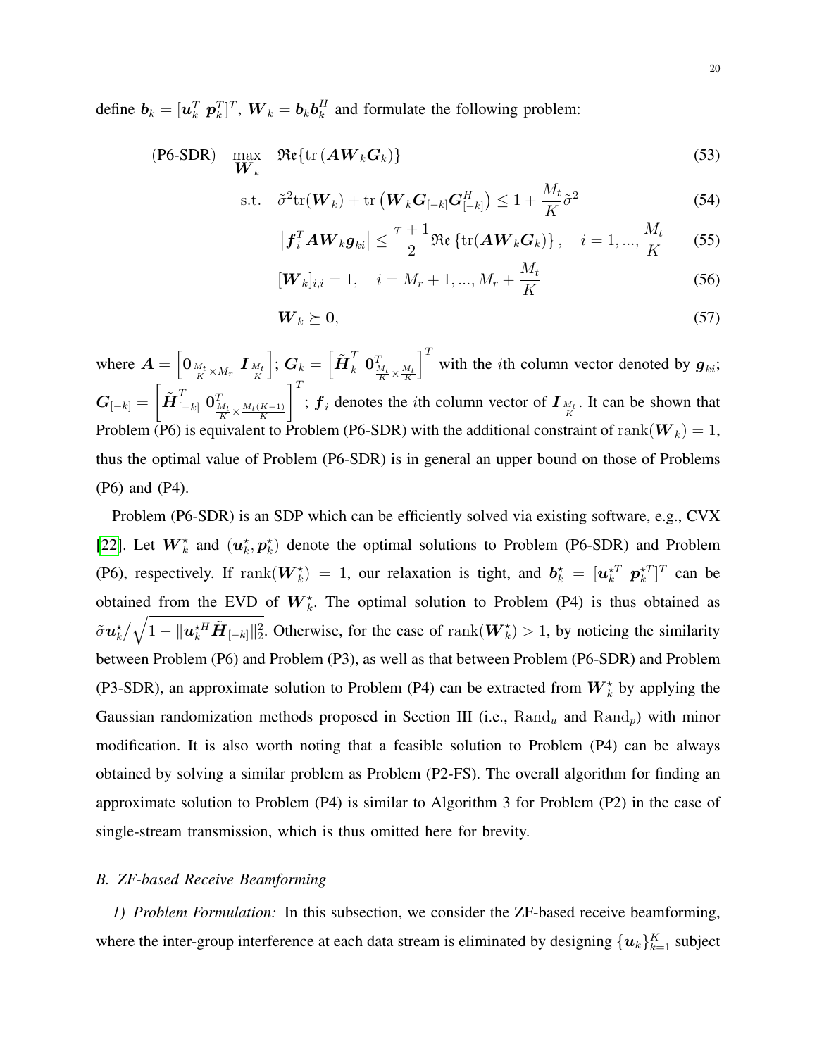define $\boldsymbol{b}_k = [\boldsymbol{u}_k^T \ \boldsymbol{p}_k^T]^T$, $\boldsymbol{W}_k = \boldsymbol{b}_k \boldsymbol{b}_k^H$ and formulate the following problem:

$$
\text{(P6-SDR)} \quad \max_{\boldsymbol{W}_k} \quad \mathfrak{Re}\{\text{tr}\left(\boldsymbol{A}\boldsymbol{W}_k\boldsymbol{G}_k\right)\} \tag{53}
$$

$$
\text{s.t.} \quad \tilde{\sigma}^2 \text{tr}(\boldsymbol{W}_k) + \text{tr}\left(\boldsymbol{W}_k \boldsymbol{G}_{[-k]} \boldsymbol{G}_{[-k]}^H\right) \leq 1 + \frac{M_t}{K}\tilde{\sigma}^2 \tag{54}
$$

$$
\left|\boldsymbol{f}_i^T \boldsymbol{A}\boldsymbol{W}_k \boldsymbol{g}_{ki}\right| \leq \frac{\tau+1}{2}\mathfrak{Re}\left\{\text{tr}(\boldsymbol{A}\boldsymbol{W}_k\boldsymbol{G}_k)\right\}, \quad i = 1, ..., \frac{M_t}{K} \tag{55}
$$

$$
[\boldsymbol{W}_k]_{i,i} = 1, \quad i = M_r + 1, ..., M_r + \frac{M_t}{K} \tag{56}
$$

$$
\boldsymbol{W}_k \succeq \boldsymbol{0}, \tag{57}
$$

where $\boldsymbol{A} = \left[\boldsymbol{0}_{\frac{M_t}{K} \times M_r} \ \boldsymbol{I}_{\frac{M_t}{K}}\right]$; $\boldsymbol{G}_k = \left[\tilde{\boldsymbol{H}}_k^T \ \boldsymbol{0}_{\frac{M_t}{K} \times \frac{M_t}{K}}^T\right]^T$ with the $i$th column vector denoted by $\boldsymbol{g}_{ki}$; $\boldsymbol{G}_{[-k]} = \left[\tilde{\boldsymbol{H}}_{[-k]}^T \ \boldsymbol{0}_{\frac{M_t}{K} \times \frac{M_t(K-1)}{K}}^T\right]^T$; $\boldsymbol{f}_i$ denotes the $i$th column vector of $\boldsymbol{I}_{\frac{M_t}{K}}$. It can be shown that Problem (P6) is equivalent to Problem (P6-SDR) with the additional constraint of $\text{rank}(\boldsymbol{W}_k) = 1$, thus the optimal value of Problem (P6-SDR) is in general an upper bound on those of Problems (P6) and (P4).

Problem (P6-SDR) is an SDP which can be efficiently solved via existing software, e.g., CVX [22]. Let $\boldsymbol{W}_k^\star$ and $(\boldsymbol{u}_k^\star, \boldsymbol{p}_k^\star)$ denote the optimal solutions to Problem (P6-SDR) and Problem (P6), respectively. If $\text{rank}(\boldsymbol{W}_k^\star) = 1$, our relaxation is tight, and $\boldsymbol{b}_k^\star = [\boldsymbol{u}_k^{\star T} \ \boldsymbol{p}_k^{\star T}]^T$ can be obtained from the EVD of $\boldsymbol{W}_k^\star$. The optimal solution to Problem (P4) is thus obtained as $\tilde{\sigma}\boldsymbol{u}_k^\star \big/ \sqrt{1 - \|\boldsymbol{u}_k^{\star H}\tilde{\boldsymbol{H}}_{[-k]}\|_2^2}$. Otherwise, for the case of $\text{rank}(\boldsymbol{W}_k^\star) > 1$, by noticing the similarity between Problem (P6) and Problem (P3), as well as that between Problem (P6-SDR) and Problem (P3-SDR), an approximate solution to Problem (P4) can be extracted from $\boldsymbol{W}_k^\star$ by applying the Gaussian randomization methods proposed in Section III (i.e., $\text{Rand}_u$ and $\text{Rand}_p$) with minor modification. It is also worth noting that a feasible solution to Problem (P4) can be always obtained by solving a similar problem as Problem (P2-FS). The overall algorithm for finding an approximate solution to Problem (P4) is similar to Algorithm 3 for Problem (P2) in the case of single-stream transmission, which is thus omitted here for brevity.

### *B. ZF-based Receive Beamforming*

*1) Problem Formulation:* In this subsection, we consider the ZF-based receive beamforming, where the inter-group interference at each data stream is eliminated by designing $\{\boldsymbol{u}_k\}_{k=1}^K$ subject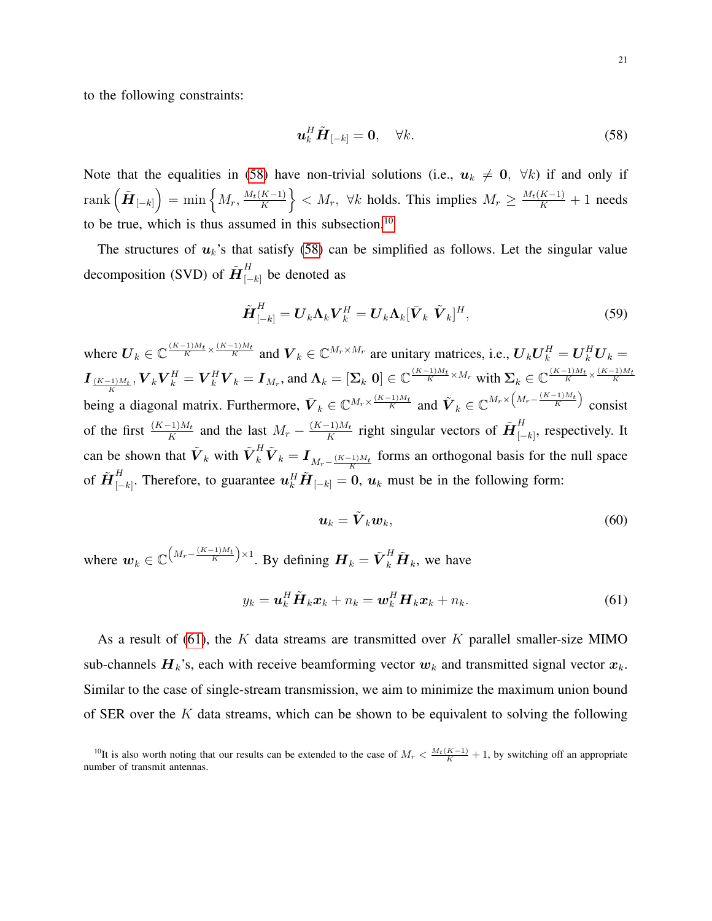to the following constraints:

$$\boldsymbol{u}_k^H \tilde{\boldsymbol{H}}_{[-k]} = \boldsymbol{0}, \quad \forall k. \tag{58}$$

Note that the equalities in (58) have non-trivial solutions (i.e., $\boldsymbol{u}_k \neq \boldsymbol{0}, \ \forall k$) if and only if $\text{rank}\left(\tilde{\boldsymbol{H}}_{[-k]}\right) = \min\left\{M_r, \frac{M_t(K-1)}{K}\right\} < M_r, \ \forall k$ holds. This implies $M_r \geq \frac{M_t(K-1)}{K} + 1$ needs to be true, which is thus assumed in this subsection.[10]

The structures of $\boldsymbol{u}_k$'s that satisfy (58) can be simplified as follows. Let the singular value decomposition (SVD) of $\tilde{\boldsymbol{H}}_{[-k]}^H$ be denoted as

$$\tilde{\boldsymbol{H}}_{[-k]}^H = \boldsymbol{U}_k \boldsymbol{\Lambda}_k \boldsymbol{V}_k^H = \boldsymbol{U}_k \boldsymbol{\Lambda}_k [\bar{\boldsymbol{V}}_k \ \tilde{\boldsymbol{V}}_k]^H, \tag{59}$$

where $\boldsymbol{U}_k \in \mathbb{C}^{\frac{(K-1)M_t}{K} \times \frac{(K-1)M_t}{K}}$ and $\boldsymbol{V}_k \in \mathbb{C}^{M_r \times M_r}$ are unitary matrices, i.e., $\boldsymbol{U}_k \boldsymbol{U}_k^H = \boldsymbol{U}_k^H \boldsymbol{U}_k = \boldsymbol{I}_{\frac{(K-1)M_t}{K}}$, $\boldsymbol{V}_k \boldsymbol{V}_k^H = \boldsymbol{V}_k^H \boldsymbol{V}_k = \boldsymbol{I}_{M_r}$, and $\boldsymbol{\Lambda}_k = [\boldsymbol{\Sigma}_k \ \boldsymbol{0}] \in \mathbb{C}^{\frac{(K-1)M_t}{K} \times M_r}$ with $\boldsymbol{\Sigma}_k \in \mathbb{C}^{\frac{(K-1)M_t}{K} \times \frac{(K-1)M_t}{K}}$ being a diagonal matrix. Furthermore, $\bar{\boldsymbol{V}}_k \in \mathbb{C}^{M_r \times \frac{(K-1)M_t}{K}}$ and $\tilde{\boldsymbol{V}}_k \in \mathbb{C}^{M_r \times \left(M_r - \frac{(K-1)M_t}{K}\right)}$ consist of the first $\frac{(K-1)M_t}{K}$ and the last $M_r - \frac{(K-1)M_t}{K}$ right singular vectors of $\tilde{\boldsymbol{H}}_{[-k]}^H$, respectively. It can be shown that $\tilde{\boldsymbol{V}}_k$ with $\tilde{\boldsymbol{V}}_k^H \tilde{\boldsymbol{V}}_k = \boldsymbol{I}_{M_r - \frac{(K-1)M_t}{K}}$ forms an orthogonal basis for the null space of $\tilde{\boldsymbol{H}}_{[-k]}^H$. Therefore, to guarantee $\boldsymbol{u}_k^H \tilde{\boldsymbol{H}}_{[-k]} = \boldsymbol{0}$, $\boldsymbol{u}_k$ must be in the following form:

$$\boldsymbol{u}_k = \tilde{\boldsymbol{V}}_k \boldsymbol{w}_k, \tag{60}$$

where $\boldsymbol{w}_k \in \mathbb{C}^{\left(M_r - \frac{(K-1)M_t}{K}\right) \times 1}$. By defining $\boldsymbol{H}_k = \tilde{\boldsymbol{V}}_k^H \tilde{\boldsymbol{H}}_k$, we have

$$y_k = \boldsymbol{u}_k^H \tilde{\boldsymbol{H}}_k \boldsymbol{x}_k + n_k = \boldsymbol{w}_k^H \boldsymbol{H}_k \boldsymbol{x}_k + n_k. \tag{61}$$

As a result of (61), the $K$ data streams are transmitted over $K$ parallel smaller-size MIMO sub-channels $\boldsymbol{H}_k$'s, each with receive beamforming vector $\boldsymbol{w}_k$ and transmitted signal vector $\boldsymbol{x}_k$. Similar to the case of single-stream transmission, we aim to minimize the maximum union bound of SER over the $K$ data streams, which can be shown to be equivalent to solving the following

[10] It is also worth noting that our results can be extended to the case of $M_r < \frac{M_t(K-1)}{K} + 1$, by switching off an appropriate number of transmit antennas.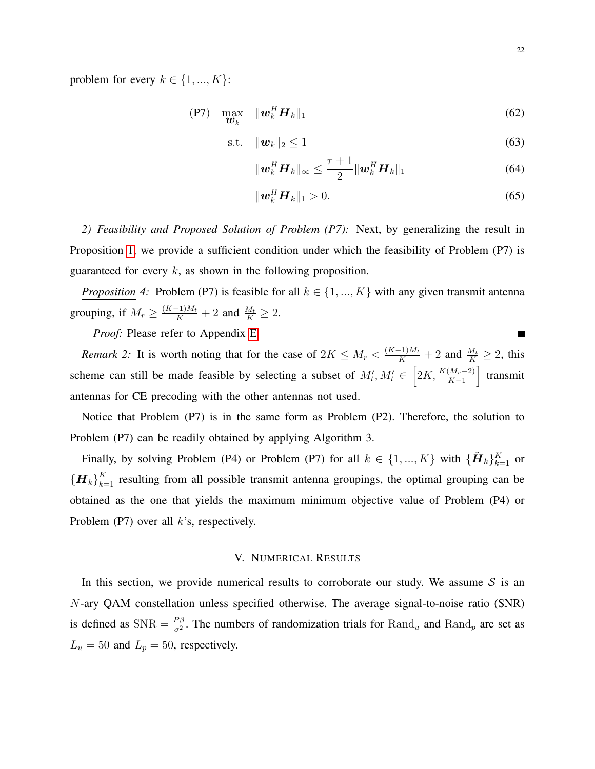problem for every $k \in \{1, ..., K\}$:

$$
\begin{aligned}
\text{(P7)} \quad \max_{\boldsymbol{w}_k} \quad & \|\boldsymbol{w}_k^H \boldsymbol{H}_k\|_1 & (62) \\
\text{s.t.} \quad & \|\boldsymbol{w}_k\|_2 \leq 1 & (63) \\
& \|\boldsymbol{w}_k^H \boldsymbol{H}_k\|_\infty \leq \frac{\tau+1}{2} \|\boldsymbol{w}_k^H \boldsymbol{H}_k\|_1 & (64) \\
& \|\boldsymbol{w}_k^H \boldsymbol{H}_k\|_1 > 0. & (65)
\end{aligned}
$$

*2) Feasibility and Proposed Solution of Problem (P7):* Next, by generalizing the result in Proposition 1, we provide a sufficient condition under which the feasibility of Problem (P7) is guaranteed for every $k$, as shown in the following proposition.

***Proposition** 4:* Problem (P7) is feasible for all $k \in \{1, ..., K\}$ with any given transmit antenna grouping, if $M_r \geq \frac{(K-1)M_t}{K} + 2$ and $\frac{M_t}{K} \geq 2$.

*Proof:* Please refer to Appendix E. ■

***Remark** 2:* It is worth noting that for the case of $2K \leq M_r < \frac{(K-1)M_t}{K} + 2$ and $\frac{M_t}{K} \geq 2$, this scheme can still be made feasible by selecting a subset of $M_t', M_t' \in \left[2K, \frac{K(M_r-2)}{K-1}\right]$ transmit antennas for CE precoding with the other antennas not used.

Notice that Problem (P7) is in the same form as Problem (P2). Therefore, the solution to Problem (P7) can be readily obtained by applying Algorithm 3.

Finally, by solving Problem (P4) or Problem (P7) for all $k \in \{1, ..., K\}$ with $\{\tilde{\boldsymbol{H}}_k\}_{k=1}^K$ or $\{\boldsymbol{H}_k\}_{k=1}^K$ resulting from all possible transmit antenna groupings, the optimal grouping can be obtained as the one that yields the maximum minimum objective value of Problem (P4) or Problem (P7) over all $k$'s, respectively.

## V. Numerical Results

In this section, we provide numerical results to corroborate our study. We assume $\mathcal{S}$ is an $N$-ary QAM constellation unless specified otherwise. The average signal-to-noise ratio (SNR) is defined as $\text{SNR} = \frac{P\beta}{\sigma^2}$. The numbers of randomization trials for $\text{Rand}_u$ and $\text{Rand}_p$ are set as $L_u = 50$ and $L_p = 50$, respectively.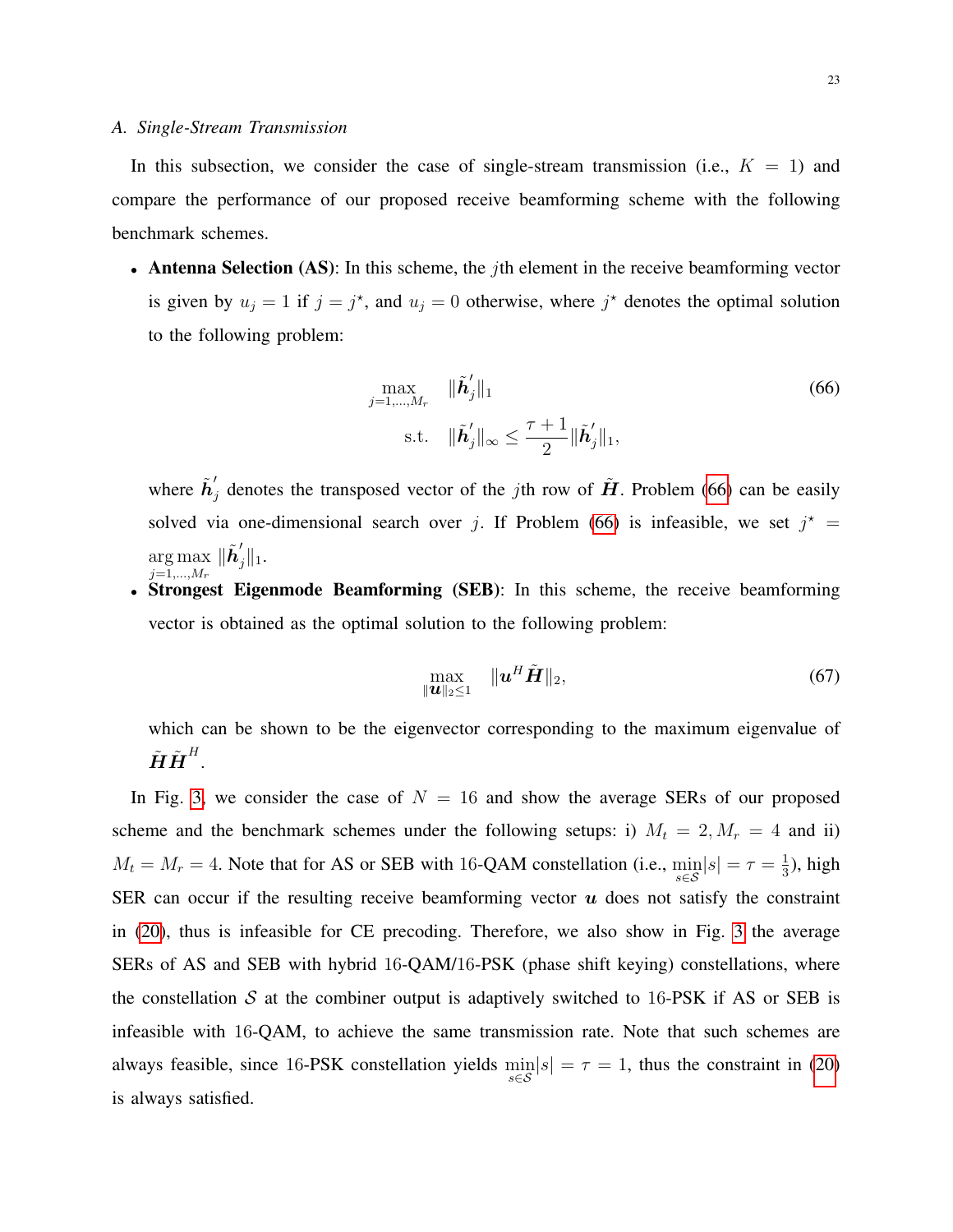### A. Single-Stream Transmission

In this subsection, we consider the case of single-stream transmission (i.e., $K = 1$) and compare the performance of our proposed receive beamforming scheme with the following benchmark schemes.

- **Antenna Selection (AS)**: In this scheme, the $j$th element in the receive beamforming vector is given by $u_j = 1$ if $j = j^\star$, and $u_j = 0$ otherwise, where $j^\star$ denotes the optimal solution to the following problem:

$$\begin{aligned} \max_{j=1,\ldots,M_r} \quad & \|\tilde{\boldsymbol{h}}_j'\|_1 \\ \text{s.t.} \quad & \|\tilde{\boldsymbol{h}}_j'\|_\infty \leq \frac{\tau+1}{2}\|\tilde{\boldsymbol{h}}_j'\|_1, \end{aligned} \tag{66}$$

  where $\tilde{\boldsymbol{h}}_j'$ denotes the transposed vector of the $j$th row of $\tilde{\boldsymbol{H}}$. Problem (66) can be easily solved via one-dimensional search over $j$. If Problem (66) is infeasible, we set $j^\star = \arg\max\limits_{j=1,\ldots,M_r} \|\tilde{\boldsymbol{h}}_j'\|_1$.

- **Strongest Eigenmode Beamforming (SEB)**: In this scheme, the receive beamforming vector is obtained as the optimal solution to the following problem:

$$\max_{\|\boldsymbol{u}\|_2 \leq 1} \quad \|\boldsymbol{u}^H \tilde{\boldsymbol{H}}\|_2, \tag{67}$$

  which can be shown to be the eigenvector corresponding to the maximum eigenvalue of $\tilde{\boldsymbol{H}}\tilde{\boldsymbol{H}}^H$.

In Fig. 3, we consider the case of $N = 16$ and show the average SERs of our proposed scheme and the benchmark schemes under the following setups: i) $M_t = 2, M_r = 4$ and ii) $M_t = M_r = 4$. Note that for AS or SEB with 16-QAM constellation (i.e., $\min\limits_{s\in\mathcal{S}}|s| = \tau = \frac{1}{3}$), high SER can occur if the resulting receive beamforming vector $\boldsymbol{u}$ does not satisfy the constraint in (20), thus is infeasible for CE precoding. Therefore, we also show in Fig. 3 the average SERs of AS and SEB with hybrid 16-QAM/16-PSK (phase shift keying) constellations, where the constellation $\mathcal{S}$ at the combiner output is adaptively switched to 16-PSK if AS or SEB is infeasible with 16-QAM, to achieve the same transmission rate. Note that such schemes are always feasible, since 16-PSK constellation yields $\min\limits_{s\in\mathcal{S}}|s| = \tau = 1$, thus the constraint in (20) is always satisfied.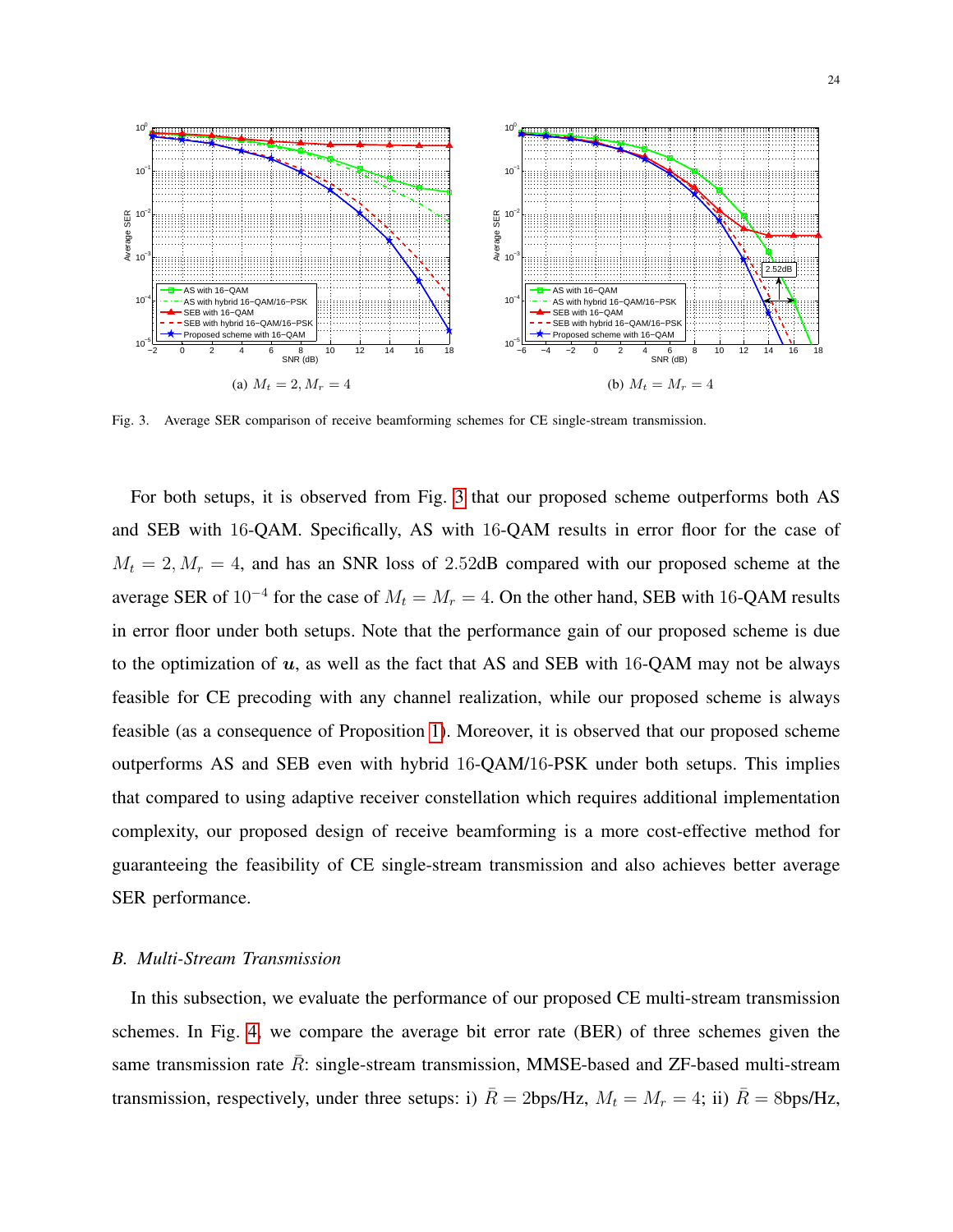(a) $M_t = 2, M_r = 4$

(b) $M_t = M_r = 4$

Fig. 3. Average SER comparison of receive beamforming schemes for CE single-stream transmission.

For both setups, it is observed from Fig. 3 that our proposed scheme outperforms both AS and SEB with 16-QAM. Specifically, AS with 16-QAM results in error floor for the case of $M_t = 2, M_r = 4$, and has an SNR loss of 2.52dB compared with our proposed scheme at the average SER of $10^{-4}$ for the case of $M_t = M_r = 4$. On the other hand, SEB with 16-QAM results in error floor under both setups. Note that the performance gain of our proposed scheme is due to the optimization of $\boldsymbol{u}$, as well as the fact that AS and SEB with 16-QAM may not be always feasible for CE precoding with any channel realization, while our proposed scheme is always feasible (as a consequence of Proposition 1). Moreover, it is observed that our proposed scheme outperforms AS and SEB even with hybrid 16-QAM/16-PSK under both setups. This implies that compared to using adaptive receiver constellation which requires additional implementation complexity, our proposed design of receive beamforming is a more cost-effective method for guaranteeing the feasibility of CE single-stream transmission and also achieves better average SER performance.

### *B. Multi-Stream Transmission*

In this subsection, we evaluate the performance of our proposed CE multi-stream transmission schemes. In Fig. 4, we compare the average bit error rate (BER) of three schemes given the same transmission rate $\bar{R}$: single-stream transmission, MMSE-based and ZF-based multi-stream transmission, respectively, under three setups: i) $\bar{R} = 2$bps/Hz, $M_t = M_r = 4$; ii) $\bar{R} = 8$bps/Hz,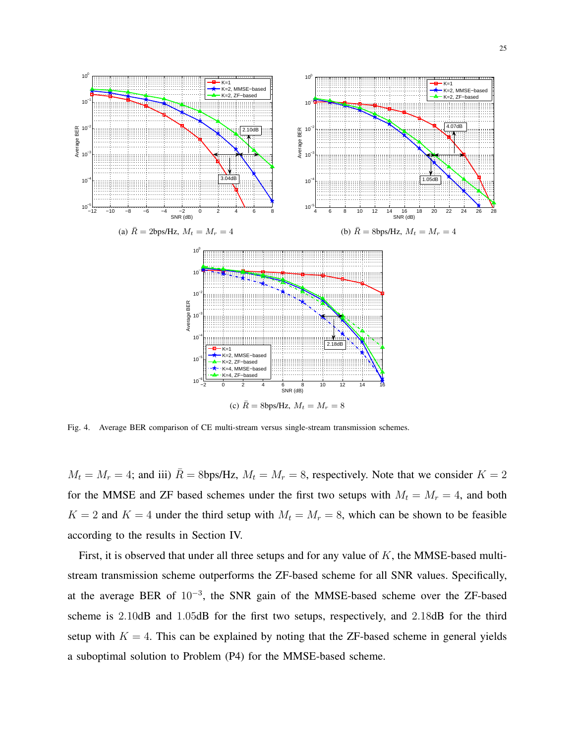(a) $\bar{R} = 2$bps/Hz, $M_t = M_r = 4$

(b) $\bar{R} = 8$bps/Hz, $M_t = M_r = 4$

(c) $\bar{R} = 8$bps/Hz, $M_t = M_r = 8$

Fig. 4. Average BER comparison of CE multi-stream versus single-stream transmission schemes.

$M_t = M_r = 4$; and iii) $\bar{R} = 8$bps/Hz, $M_t = M_r = 8$, respectively. Note that we consider $K = 2$ for the MMSE and ZF based schemes under the first two setups with $M_t = M_r = 4$, and both $K = 2$ and $K = 4$ under the third setup with $M_t = M_r = 8$, which can be shown to be feasible according to the results in Section IV.

First, it is observed that under all three setups and for any value of $K$, the MMSE-based multi-stream transmission scheme outperforms the ZF-based scheme for all SNR values. Specifically, at the average BER of $10^{-3}$, the SNR gain of the MMSE-based scheme over the ZF-based scheme is $2.10$dB and $1.05$dB for the first two setups, respectively, and $2.18$dB for the third setup with $K = 4$. This can be explained by noting that the ZF-based scheme in general yields a suboptimal solution to Problem (P4) for the MMSE-based scheme.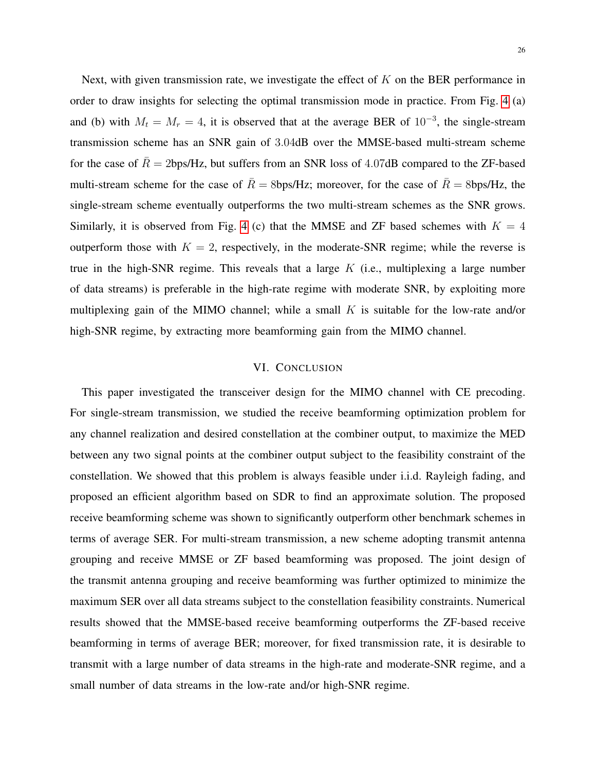Next, with given transmission rate, we investigate the effect of $K$ on the BER performance in order to draw insights for selecting the optimal transmission mode in practice. From Fig. 4 (a) and (b) with $M_t = M_r = 4$, it is observed that at the average BER of $10^{-3}$, the single-stream transmission scheme has an SNR gain of $3.04$dB over the MMSE-based multi-stream scheme for the case of $\bar{R} = 2$bps/Hz, but suffers from an SNR loss of $4.07$dB compared to the ZF-based multi-stream scheme for the case of $\bar{R} = 8$bps/Hz; moreover, for the case of $\bar{R} = 8$bps/Hz, the single-stream scheme eventually outperforms the two multi-stream schemes as the SNR grows. Similarly, it is observed from Fig. 4 (c) that the MMSE and ZF based schemes with $K = 4$ outperform those with $K = 2$, respectively, in the moderate-SNR regime; while the reverse is true in the high-SNR regime. This reveals that a large $K$ (i.e., multiplexing a large number of data streams) is preferable in the high-rate regime with moderate SNR, by exploiting more multiplexing gain of the MIMO channel; while a small $K$ is suitable for the low-rate and/or high-SNR regime, by extracting more beamforming gain from the MIMO channel.

## VI. Conclusion

This paper investigated the transceiver design for the MIMO channel with CE precoding. For single-stream transmission, we studied the receive beamforming optimization problem for any channel realization and desired constellation at the combiner output, to maximize the MED between any two signal points at the combiner output subject to the feasibility constraint of the constellation. We showed that this problem is always feasible under i.i.d. Rayleigh fading, and proposed an efficient algorithm based on SDR to find an approximate solution. The proposed receive beamforming scheme was shown to significantly outperform other benchmark schemes in terms of average SER. For multi-stream transmission, a new scheme adopting transmit antenna grouping and receive MMSE or ZF based beamforming was proposed. The joint design of the transmit antenna grouping and receive beamforming was further optimized to minimize the maximum SER over all data streams subject to the constellation feasibility constraints. Numerical results showed that the MMSE-based receive beamforming outperforms the ZF-based receive beamforming in terms of average BER; moreover, for fixed transmission rate, it is desirable to transmit with a large number of data streams in the high-rate and moderate-SNR regime, and a small number of data streams in the low-rate and/or high-SNR regime.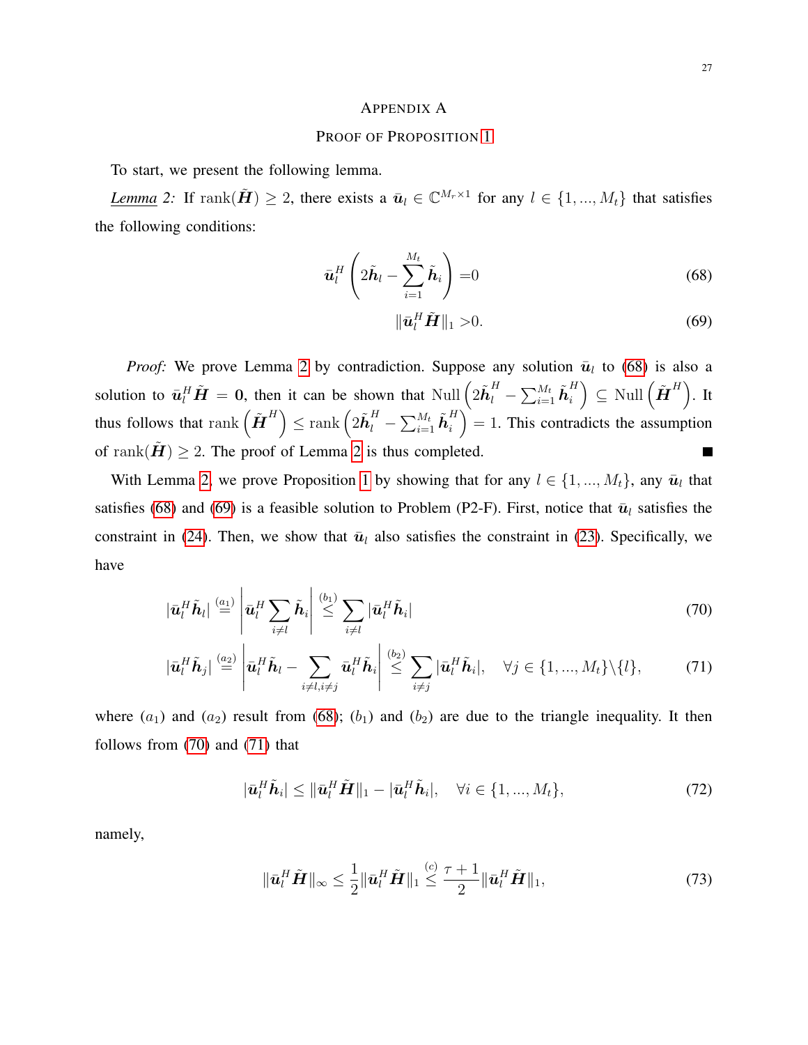## Appendix A

## Proof of Proposition 1

To start, we present the following lemma.

*Lemma 2:* If $\text{rank}(\tilde{\boldsymbol{H}}) \geq 2$, there exists a $\bar{\boldsymbol{u}}_l \in \mathbb{C}^{M_r \times 1}$ for any $l \in \{1, ..., M_t\}$ that satisfies the following conditions:

$$\bar{\boldsymbol{u}}_l^H \left( 2\tilde{\boldsymbol{h}}_l - \sum_{i=1}^{M_t} \tilde{\boldsymbol{h}}_i \right) = 0 \tag{68}$$

$$\|\bar{\boldsymbol{u}}_l^H \tilde{\boldsymbol{H}}\|_1 > 0. \tag{69}$$

*Proof:* We prove Lemma 2 by contradiction. Suppose any solution $\bar{\boldsymbol{u}}_l$ to (68) is also a solution to $\bar{\boldsymbol{u}}_l^H \tilde{\boldsymbol{H}} = \boldsymbol{0}$, then it can be shown that $\text{Null}\left(2\tilde{\boldsymbol{h}}_l^H - \sum_{i=1}^{M_t} \tilde{\boldsymbol{h}}_i^H\right) \subseteq \text{Null}\left(\tilde{\boldsymbol{H}}^H\right)$. It thus follows that $\text{rank}\left(\tilde{\boldsymbol{H}}^H\right) \leq \text{rank}\left(2\tilde{\boldsymbol{h}}_l^H - \sum_{i=1}^{M_t} \tilde{\boldsymbol{h}}_i^H\right) = 1$. This contradicts the assumption of $\text{rank}(\tilde{\boldsymbol{H}}) \geq 2$. The proof of Lemma 2 is thus completed. ■

With Lemma 2, we prove Proposition 1 by showing that for any $l \in \{1, ..., M_t\}$, any $\bar{\boldsymbol{u}}_l$ that satisfies (68) and (69) is a feasible solution to Problem (P2-F). First, notice that $\bar{\boldsymbol{u}}_l$ satisfies the constraint in (24). Then, we show that $\bar{\boldsymbol{u}}_l$ also satisfies the constraint in (23). Specifically, we have

$$|\bar{\boldsymbol{u}}_l^H \tilde{\boldsymbol{h}}_l| \overset{(a_1)}{=} \left| \bar{\boldsymbol{u}}_l^H \sum_{i \neq l} \tilde{\boldsymbol{h}}_i \right| \overset{(b_1)}{\leq} \sum_{i \neq l} |\bar{\boldsymbol{u}}_l^H \tilde{\boldsymbol{h}}_i| \tag{70}$$

$$|\bar{\boldsymbol{u}}_l^H \tilde{\boldsymbol{h}}_j| \overset{(a_2)}{=} \left| \bar{\boldsymbol{u}}_l^H \tilde{\boldsymbol{h}}_l - \sum_{i \neq l, i \neq j} \bar{\boldsymbol{u}}_l^H \tilde{\boldsymbol{h}}_i \right| \overset{(b_2)}{\leq} \sum_{i \neq j} |\bar{\boldsymbol{u}}_l^H \tilde{\boldsymbol{h}}_i|, \quad \forall j \in \{1, ..., M_t\} \backslash \{l\}, \tag{71}$$

where $(a_1)$ and $(a_2)$ result from (68); $(b_1)$ and $(b_2)$ are due to the triangle inequality. It then follows from (70) and (71) that

$$|\bar{\boldsymbol{u}}_l^H \tilde{\boldsymbol{h}}_i| \leq \|\bar{\boldsymbol{u}}_l^H \boldsymbol{H}\|_1 - |\bar{\boldsymbol{u}}_l^H \tilde{\boldsymbol{h}}_i|, \quad \forall i \in \{1, ..., M_t\}, \tag{72}$$

namely,

$$\|\bar{\boldsymbol{u}}_l^H \tilde{\boldsymbol{H}}\|_\infty \leq \frac{1}{2} \|\bar{\boldsymbol{u}}_l^H \tilde{\boldsymbol{H}}\|_1 \overset{(c)}{\leq} \frac{\tau + 1}{2} \|\bar{\boldsymbol{u}}_l^H \tilde{\boldsymbol{H}}\|_1, \tag{73}$$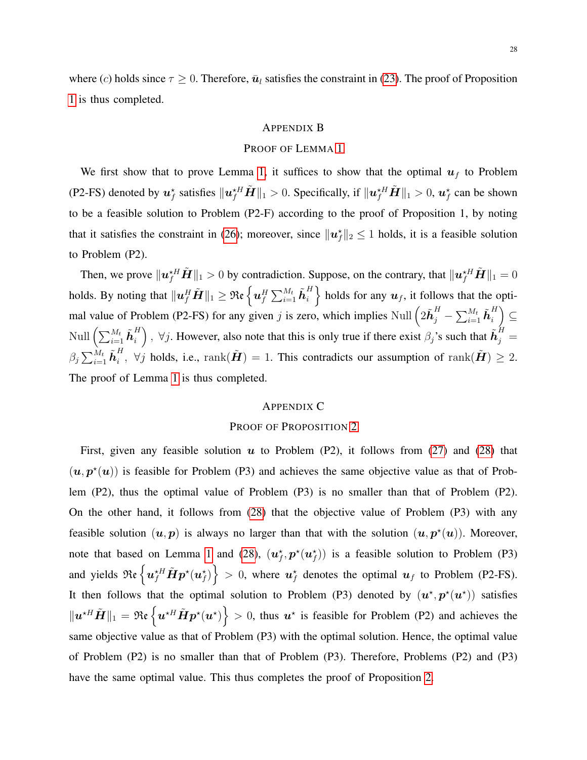where $(c)$ holds since $\tau \geq 0$. Therefore, $\bar{\boldsymbol{u}}_l$ satisfies the constraint in (23). The proof of Proposition 1 is thus completed.

## Appendix B
## Proof of Lemma 1

We first show that to prove Lemma 1, it suffices to show that the optimal $\boldsymbol{u}_f$ to Problem (P2-FS) denoted by $\boldsymbol{u}_f^\star$ satisfies $\|\boldsymbol{u}_f^{\star H}\tilde{\boldsymbol{H}}\|_1 > 0$. Specifically, if $\|\boldsymbol{u}_f^{\star H}\tilde{\boldsymbol{H}}\|_1 > 0$, $\boldsymbol{u}_f^\star$ can be shown to be a feasible solution to Problem (P2-F) according to the proof of Proposition 1, by noting that it satisfies the constraint in (26); moreover, since $\|\boldsymbol{u}_f^\star\|_2 \leq 1$ holds, it is a feasible solution to Problem (P2).

Then, we prove $\|\boldsymbol{u}_f^{\star H}\tilde{\boldsymbol{H}}\|_1 > 0$ by contradiction. Suppose, on the contrary, that $\|\boldsymbol{u}_f^{\star H}\tilde{\boldsymbol{H}}\|_1 = 0$ holds. By noting that $\|\boldsymbol{u}_f^{H}\tilde{\boldsymbol{H}}\|_1 \geq \mathfrak{Re}\left\{\boldsymbol{u}_f^H \sum_{i=1}^{M_t} \tilde{\boldsymbol{h}}_i^H\right\}$ holds for any $\boldsymbol{u}_f$, it follows that the optimal value of Problem (P2-FS) for any given $j$ is zero, which implies $\mathrm{Null}\left(2\tilde{\boldsymbol{h}}_j^H - \sum_{i=1}^{M_t} \tilde{\boldsymbol{h}}_i^H\right) \subseteq \mathrm{Null}\left(\sum_{i=1}^{M_t} \tilde{\boldsymbol{h}}_i^H\right)$, $\forall j$. However, also note that this is only true if there exist $\beta_j$'s such that $\tilde{\boldsymbol{h}}_j^H = \beta_j \sum_{i=1}^{M_t} \tilde{\boldsymbol{h}}_i^H$, $\forall j$ holds, i.e., $\mathrm{rank}(\tilde{\boldsymbol{H}}) = 1$. This contradicts our assumption of $\mathrm{rank}(\tilde{\boldsymbol{H}}) \geq 2$. The proof of Lemma 1 is thus completed.

## Appendix C
## Proof of Proposition 2

First, given any feasible solution $\boldsymbol{u}$ to Problem (P2), it follows from (27) and (28) that $(\boldsymbol{u}, \boldsymbol{p}^\star(\boldsymbol{u}))$ is feasible for Problem (P3) and achieves the same objective value as that of Problem (P2), thus the optimal value of Problem (P3) is no smaller than that of Problem (P2). On the other hand, it follows from (28) that the objective value of Problem (P3) with any feasible solution $(\boldsymbol{u}, \boldsymbol{p})$ is always no larger than that with the solution $(\boldsymbol{u}, \boldsymbol{p}^\star(\boldsymbol{u}))$. Moreover, note that based on Lemma 1 and (28), $(\boldsymbol{u}_f^\star, \boldsymbol{p}^\star(\boldsymbol{u}_f^\star))$ is a feasible solution to Problem (P3) and yields $\mathfrak{Re}\left\{\boldsymbol{u}_f^{\star H}\tilde{\boldsymbol{H}}\boldsymbol{p}^\star(\boldsymbol{u}_f^\star)\right\} > 0$, where $\boldsymbol{u}_f^\star$ denotes the optimal $\boldsymbol{u}_f$ to Problem (P2-FS). It then follows that the optimal solution to Problem (P3) denoted by $(\boldsymbol{u}^\star, \boldsymbol{p}^\star(\boldsymbol{u}^\star))$ satisfies $\|\boldsymbol{u}^{\star H}\tilde{\boldsymbol{H}}\|_1 = \mathfrak{Re}\left\{\boldsymbol{u}^{\star H}\tilde{\boldsymbol{H}}\boldsymbol{p}^\star(\boldsymbol{u}^\star)\right\} > 0$, thus $\boldsymbol{u}^\star$ is feasible for Problem (P2) and achieves the same objective value as that of Problem (P3) with the optimal solution. Hence, the optimal value of Problem (P2) is no smaller than that of Problem (P3). Therefore, Problems (P2) and (P3) have the same optimal value. This thus completes the proof of Proposition 2.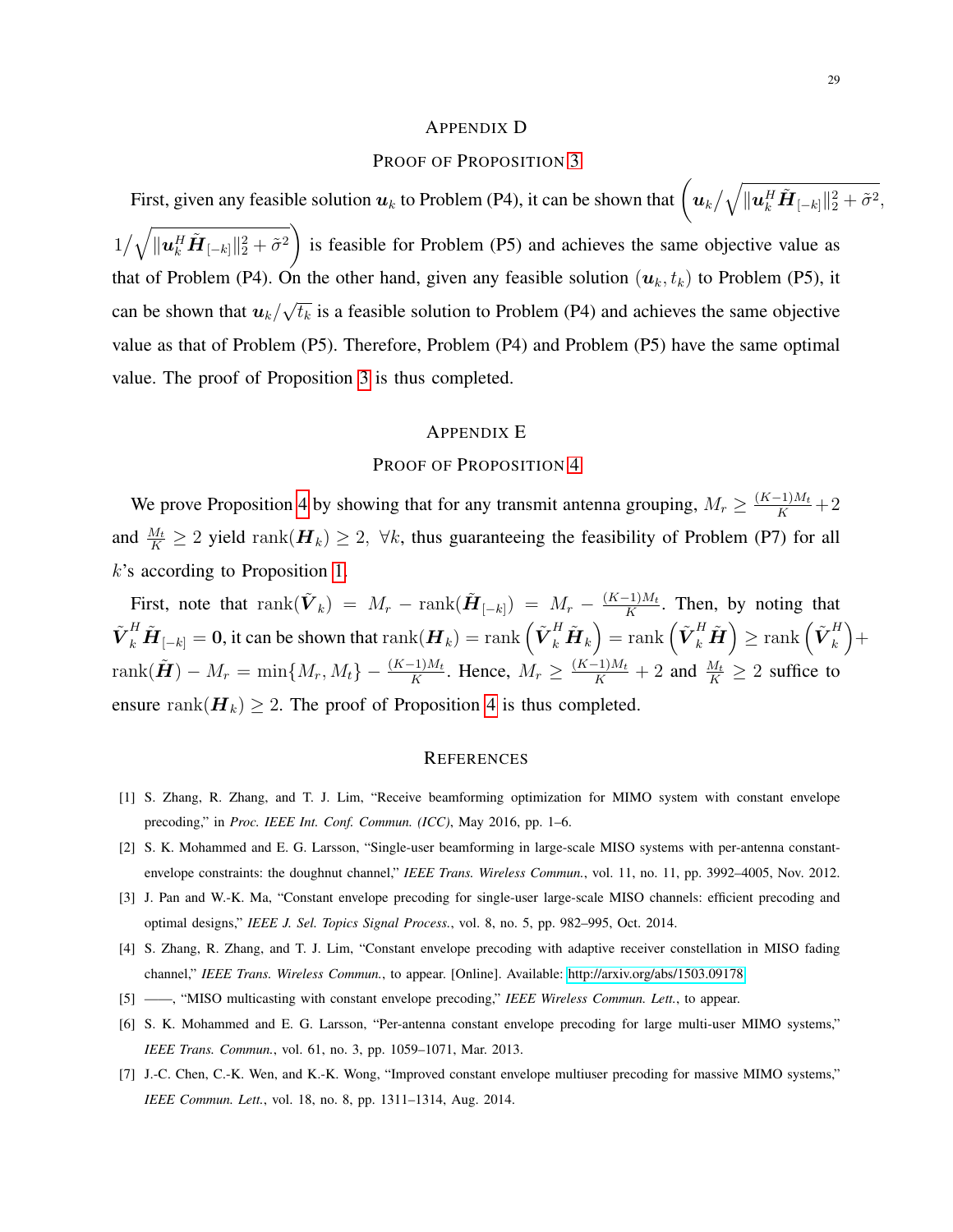## APPENDIX D

## PROOF OF PROPOSITION 3

First, given any feasible solution $\boldsymbol{u}_k$ to Problem (P4), it can be shown that $\left(\boldsymbol{u}_k/\sqrt{\|\boldsymbol{u}_k^H\tilde{\boldsymbol{H}}_{[-k]}\|_2^2+\tilde{\sigma}^2},\right.$ $\left.1/\sqrt{\|\boldsymbol{u}_k^H\tilde{\boldsymbol{H}}_{[-k]}\|_2^2+\tilde{\sigma}^2}\right)$ is feasible for Problem (P5) and achieves the same objective value as that of Problem (P4). On the other hand, given any feasible solution $(\boldsymbol{u}_k, t_k)$ to Problem (P5), it can be shown that $\boldsymbol{u}_k/\sqrt{t_k}$ is a feasible solution to Problem (P4) and achieves the same objective value as that of Problem (P5). Therefore, Problem (P4) and Problem (P5) have the same optimal value. The proof of Proposition 3 is thus completed.

## APPENDIX E

## PROOF OF PROPOSITION 4

We prove Proposition 4 by showing that for any transmit antenna grouping, $M_r \geq \frac{(K-1)M_t}{K}+2$ and $\frac{M_t}{K} \geq 2$ yield $\text{rank}(\boldsymbol{H}_k) \geq 2,\ \forall k$, thus guaranteeing the feasibility of Problem (P7) for all $k$'s according to Proposition 1.

First, note that $\text{rank}(\tilde{\boldsymbol{V}}_k) = M_r - \text{rank}(\tilde{\boldsymbol{H}}_{[-k]}) = M_r - \frac{(K-1)M_t}{K}$. Then, by noting that $\tilde{\boldsymbol{V}}_k^H\tilde{\boldsymbol{H}}_{[-k]} = \boldsymbol{0}$, it can be shown that $\text{rank}(\boldsymbol{H}_k) = \text{rank}\left(\tilde{\boldsymbol{V}}_k^H\tilde{\boldsymbol{H}}_k\right) = \text{rank}\left(\tilde{\boldsymbol{V}}_k^H\tilde{\boldsymbol{H}}\right) \geq \text{rank}\left(\tilde{\boldsymbol{V}}_k^H\right) + \text{rank}(\tilde{\boldsymbol{H}}) - M_r = \min\{M_r, M_t\} - \frac{(K-1)M_t}{K}$. Hence, $M_r \geq \frac{(K-1)M_t}{K}+2$ and $\frac{M_t}{K} \geq 2$ suffice to ensure $\text{rank}(\boldsymbol{H}_k) \geq 2$. The proof of Proposition 4 is thus completed.

## REFERENCES

[1] S. Zhang, R. Zhang, and T. J. Lim, "Receive beamforming optimization for MIMO system with constant envelope precoding," in *Proc. IEEE Int. Conf. Commun. (ICC)*, May 2016, pp. 1–6.

[2] S. K. Mohammed and E. G. Larsson, "Single-user beamforming in large-scale MISO systems with per-antenna constant-envelope constraints: the doughnut channel," *IEEE Trans. Wireless Commun.*, vol. 11, no. 11, pp. 3992–4005, Nov. 2012.

[3] J. Pan and W.-K. Ma, "Constant envelope precoding for single-user large-scale MISO channels: efficient precoding and optimal designs," *IEEE J. Sel. Topics Signal Process.*, vol. 8, no. 5, pp. 982–995, Oct. 2014.

[4] S. Zhang, R. Zhang, and T. J. Lim, "Constant envelope precoding with adaptive receiver constellation in MISO fading channel," *IEEE Trans. Wireless Commun.*, to appear. [Online]. Available: http://arxiv.org/abs/1503.09178

[5] ——, "MISO multicasting with constant envelope precoding," *IEEE Wireless Commun. Lett.*, to appear.

[6] S. K. Mohammed and E. G. Larsson, "Per-antenna constant envelope precoding for large multi-user MIMO systems," *IEEE Trans. Commun.*, vol. 61, no. 3, pp. 1059–1071, Mar. 2013.

[7] J.-C. Chen, C.-K. Wen, and K.-K. Wong, "Improved constant envelope multiuser precoding for massive MIMO systems," *IEEE Commun. Lett.*, vol. 18, no. 8, pp. 1311–1314, Aug. 2014.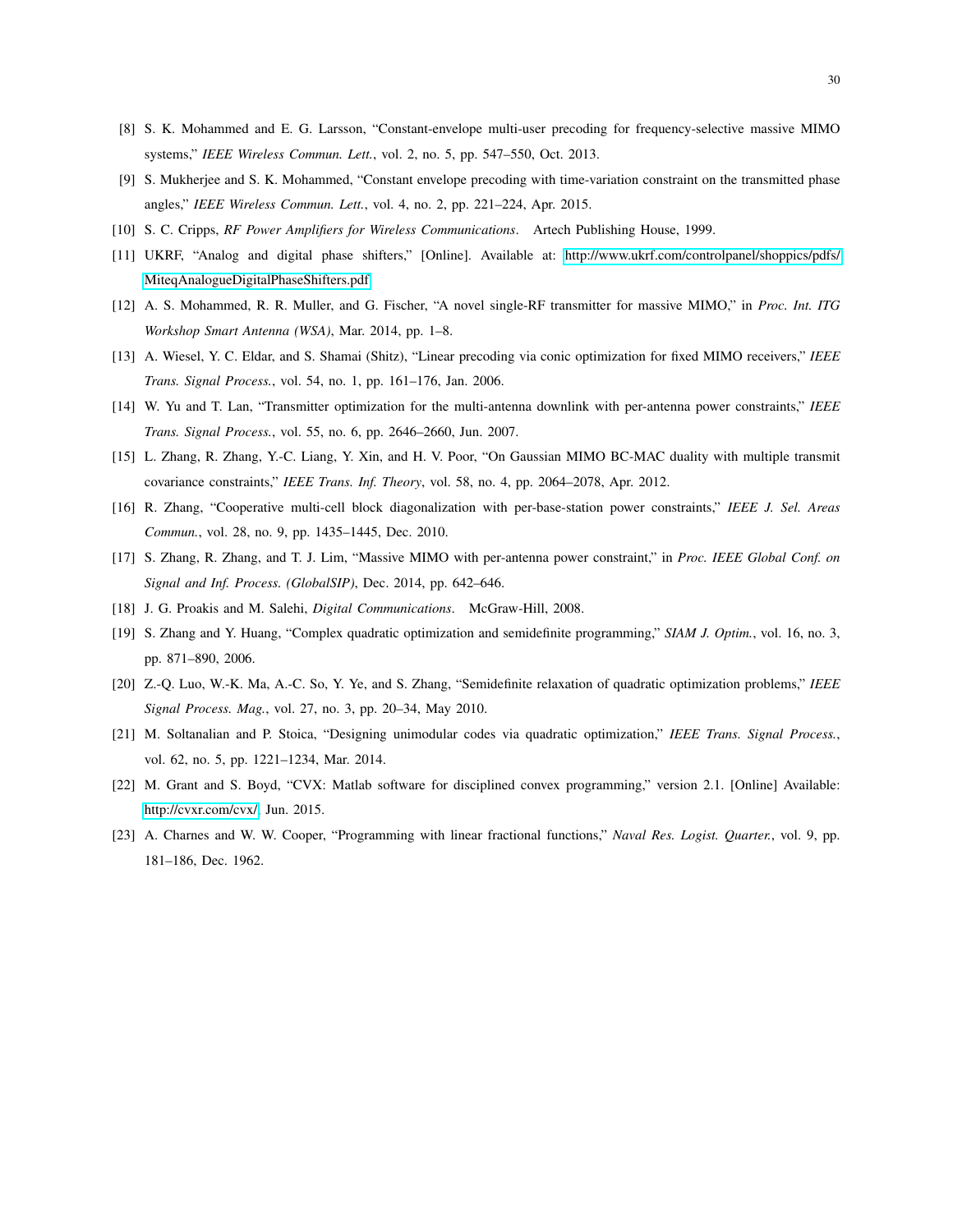[8] S. K. Mohammed and E. G. Larsson, "Constant-envelope multi-user precoding for frequency-selective massive MIMO systems," *IEEE Wireless Commun. Lett.*, vol. 2, no. 5, pp. 547–550, Oct. 2013.

[9] S. Mukherjee and S. K. Mohammed, "Constant envelope precoding with time-variation constraint on the transmitted phase angles," *IEEE Wireless Commun. Lett.*, vol. 4, no. 2, pp. 221–224, Apr. 2015.

[10] S. C. Cripps, *RF Power Amplifiers for Wireless Communications*. Artech Publishing House, 1999.

[11] UKRF, "Analog and digital phase shifters," [Online]. Available at: http://www.ukrf.com/controlpanel/shoppics/pdfs/MiteqAnalogueDigitalPhaseShifters.pdf

[12] A. S. Mohammed, R. R. Muller, and G. Fischer, "A novel single-RF transmitter for massive MIMO," in *Proc. Int. ITG Workshop Smart Antenna (WSA)*, Mar. 2014, pp. 1–8.

[13] A. Wiesel, Y. C. Eldar, and S. Shamai (Shitz), "Linear precoding via conic optimization for fixed MIMO receivers," *IEEE Trans. Signal Process.*, vol. 54, no. 1, pp. 161–176, Jan. 2006.

[14] W. Yu and T. Lan, "Transmitter optimization for the multi-antenna downlink with per-antenna power constraints," *IEEE Trans. Signal Process.*, vol. 55, no. 6, pp. 2646–2660, Jun. 2007.

[15] L. Zhang, R. Zhang, Y.-C. Liang, Y. Xin, and H. V. Poor, "On Gaussian MIMO BC-MAC duality with multiple transmit covariance constraints," *IEEE Trans. Inf. Theory*, vol. 58, no. 4, pp. 2064–2078, Apr. 2012.

[16] R. Zhang, "Cooperative multi-cell block diagonalization with per-base-station power constraints," *IEEE J. Sel. Areas Commun.*, vol. 28, no. 9, pp. 1435–1445, Dec. 2010.

[17] S. Zhang, R. Zhang, and T. J. Lim, "Massive MIMO with per-antenna power constraint," in *Proc. IEEE Global Conf. on Signal and Inf. Process. (GlobalSIP)*, Dec. 2014, pp. 642–646.

[18] J. G. Proakis and M. Salehi, *Digital Communications*. McGraw-Hill, 2008.

[19] S. Zhang and Y. Huang, "Complex quadratic optimization and semidefinite programming," *SIAM J. Optim.*, vol. 16, no. 3, pp. 871–890, 2006.

[20] Z.-Q. Luo, W.-K. Ma, A.-C. So, Y. Ye, and S. Zhang, "Semidefinite relaxation of quadratic optimization problems," *IEEE Signal Process. Mag.*, vol. 27, no. 3, pp. 20–34, May 2010.

[21] M. Soltanalian and P. Stoica, "Designing unimodular codes via quadratic optimization," *IEEE Trans. Signal Process.*, vol. 62, no. 5, pp. 1221–1234, Mar. 2014.

[22] M. Grant and S. Boyd, "CVX: Matlab software for disciplined convex programming," version 2.1. [Online] Available: http://cvxr.com/cvx/, Jun. 2015.

[23] A. Charnes and W. W. Cooper, "Programming with linear fractional functions," *Naval Res. Logist. Quarter.*, vol. 9, pp. 181–186, Dec. 1962.